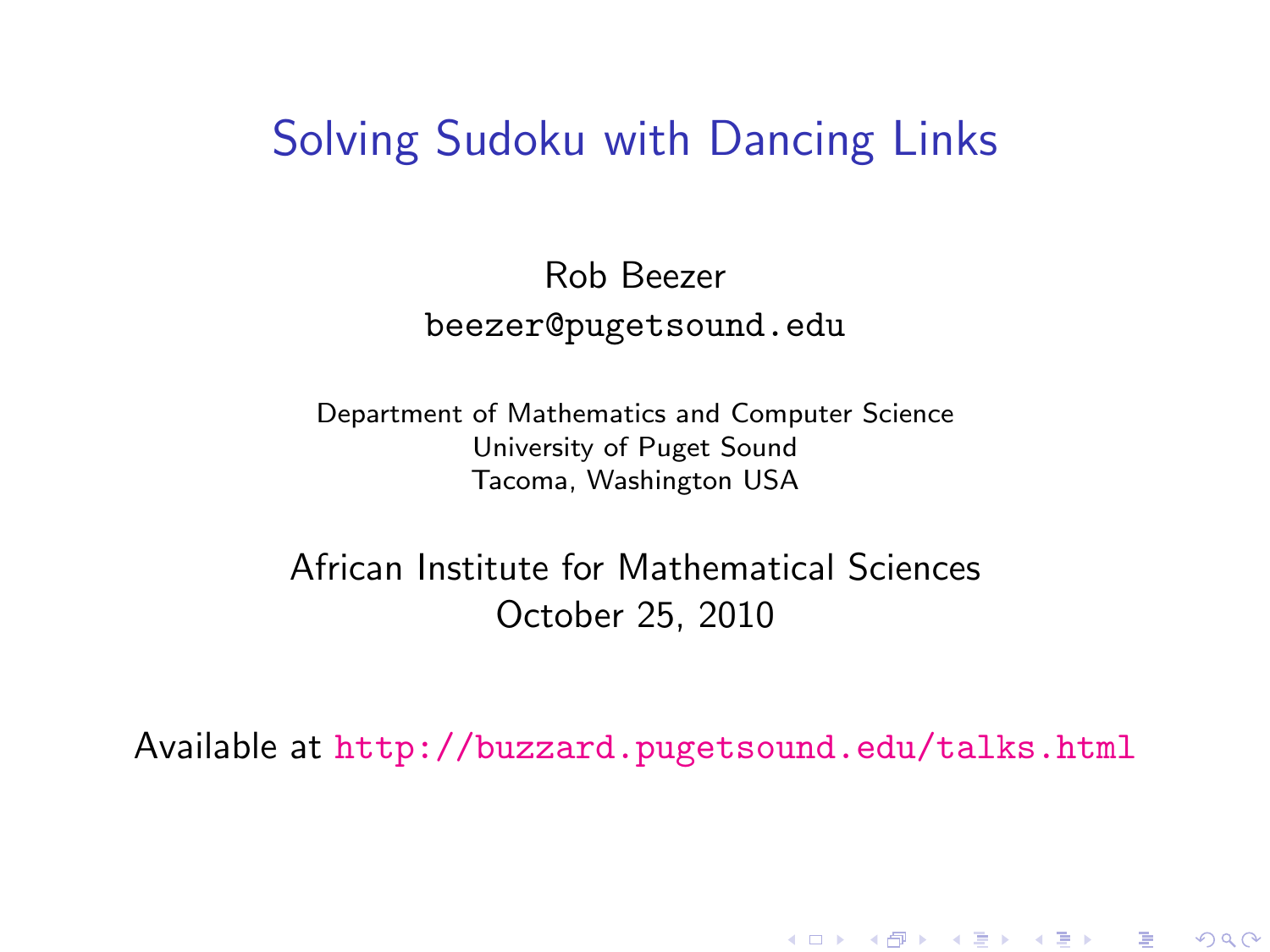# Solving Sudoku with Dancing Links

Rob Beezer

beezer@pugetsound.edu

Department of Mathematics and Computer Science
University of Puget Sound
Tacoma, Washington USA

African Institute for Mathematical Sciences
October 25, 2010

Available at http://buzzard.pugetsound.edu/talks.html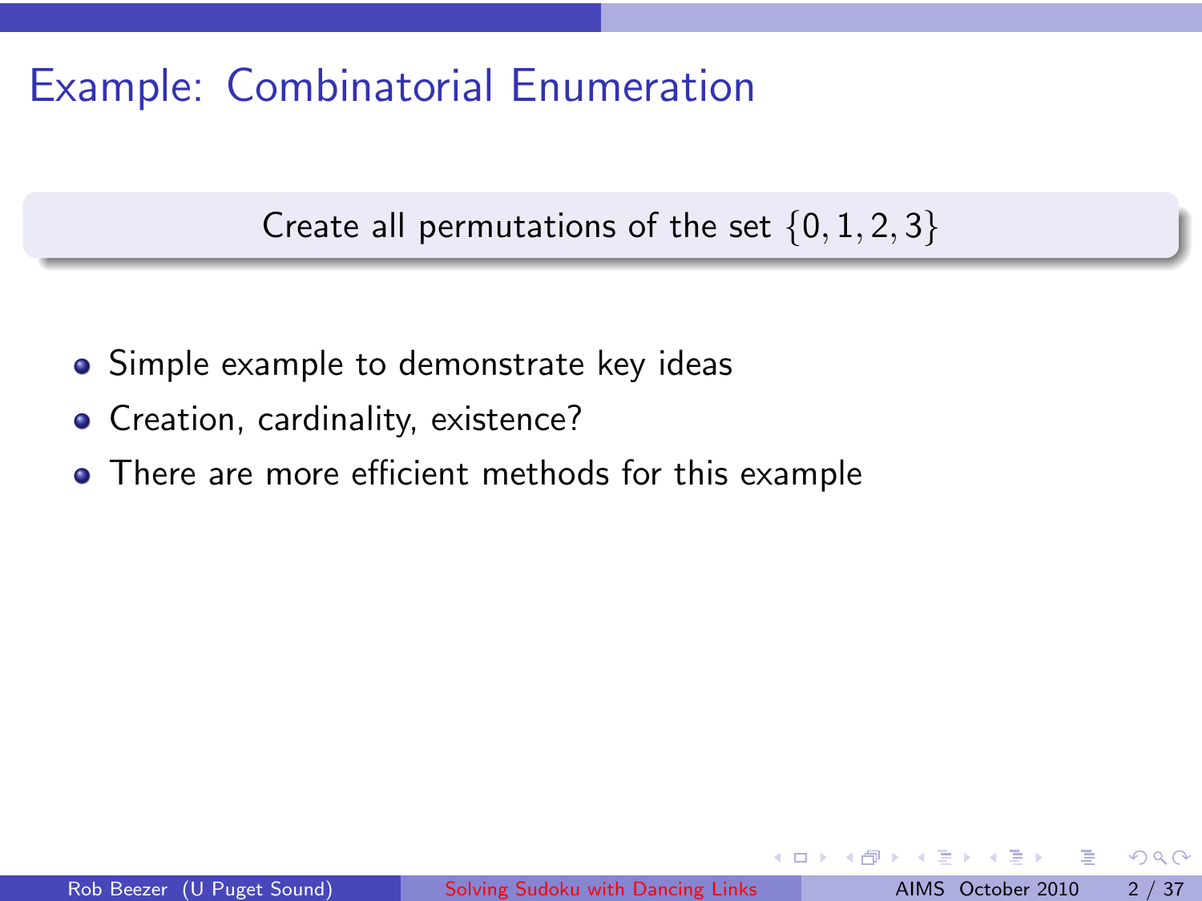# Example: Combinatorial Enumeration

Create all permutations of the set $\{0, 1, 2, 3\}$

- Simple example to demonstrate key ideas
- Creation, cardinality, existence?
- There are more efficient methods for this example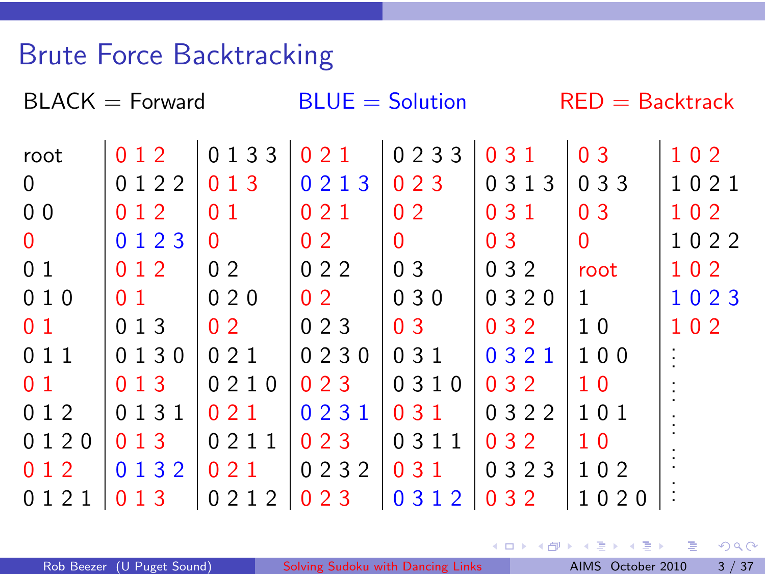# Brute Force Backtracking

BLACK = Forward BLUE = Solution RED = Backtrack

| | | | | | | | |
|---|---|---|---|---|---|---|---|
| root | 0 1 2 | 0 1 3 3 | 0 2 1 | 0 2 3 3 | 0 3 1 | 0 3 | 1 0 2 |
| 0 | 0 1 2 2 | 0 1 3 | 0 2 1 3 | 0 2 3 | 0 3 1 3 | 0 3 3 | 1 0 2 1 |
| 0 0 | 0 1 2 | 0 1 | 0 2 1 | 0 2 | 0 3 1 | 0 3 | 1 0 2 |
| 0 | 0 1 2 3 | 0 | 0 2 | 0 | 0 3 | 0 | 1 0 2 2 |
| 0 1 | 0 1 2 | 0 2 | 0 2 2 | 0 3 | 0 3 2 | root | 1 0 2 |
| 0 1 0 | 0 1 | 0 2 0 | 0 2 | 0 3 0 | 0 3 2 0 | 1 | 1 0 2 3 |
| 0 1 | 0 1 3 | 0 2 | 0 2 3 | 0 3 | 0 3 2 | 1 0 | 1 0 2 |
| 0 1 1 | 0 1 3 0 | 0 2 1 | 0 2 3 0 | 0 3 1 | 0 3 2 1 | 1 0 0 | ⋮ |
| 0 1 | 0 1 3 | 0 2 1 0 | 0 2 3 | 0 3 1 0 | 0 3 2 | 1 0 | ⋮ |
| 0 1 2 | 0 1 3 1 | 0 2 1 | 0 2 3 1 | 0 3 1 | 0 3 2 2 | 1 0 1 | ⋮ |
| 0 1 2 0 | 0 1 3 | 0 2 1 1 | 0 2 3 | 0 3 1 1 | 0 3 2 | 1 0 | ⋮ |
| 0 1 2 | 0 1 3 2 | 0 2 1 | 0 2 3 2 | 0 3 1 | 0 3 2 3 | 1 0 2 | ⋮ |
| 0 1 2 1 | 0 1 3 | 0 2 1 2 | 0 2 3 | 0 3 1 2 | 0 3 2 | 1 0 2 0 | ⋮ |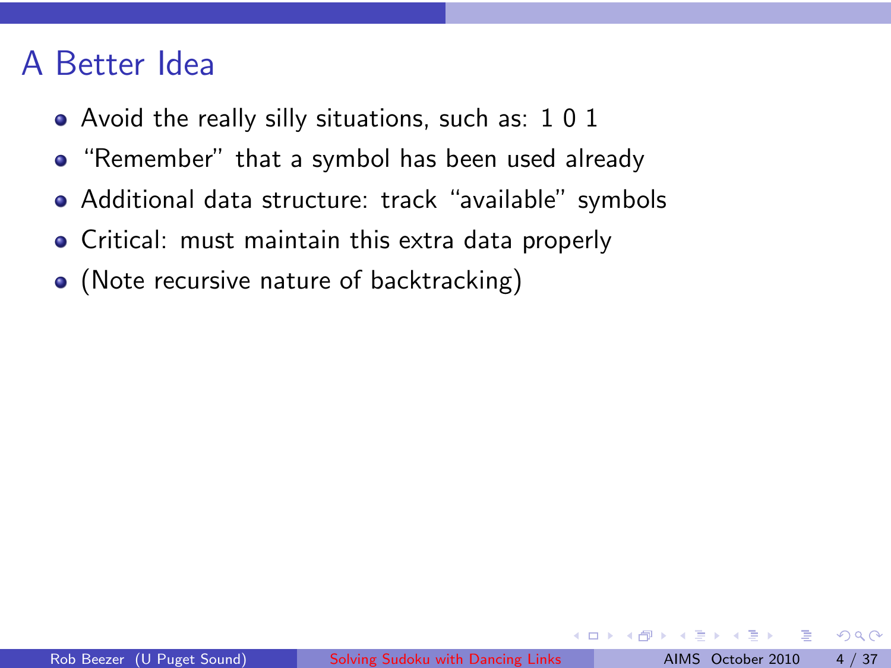# A Better Idea

- Avoid the really silly situations, such as: 1 0 1
- "Remember" that a symbol has been used already
- Additional data structure: track "available" symbols
- Critical: must maintain this extra data properly
- (Note recursive nature of backtracking)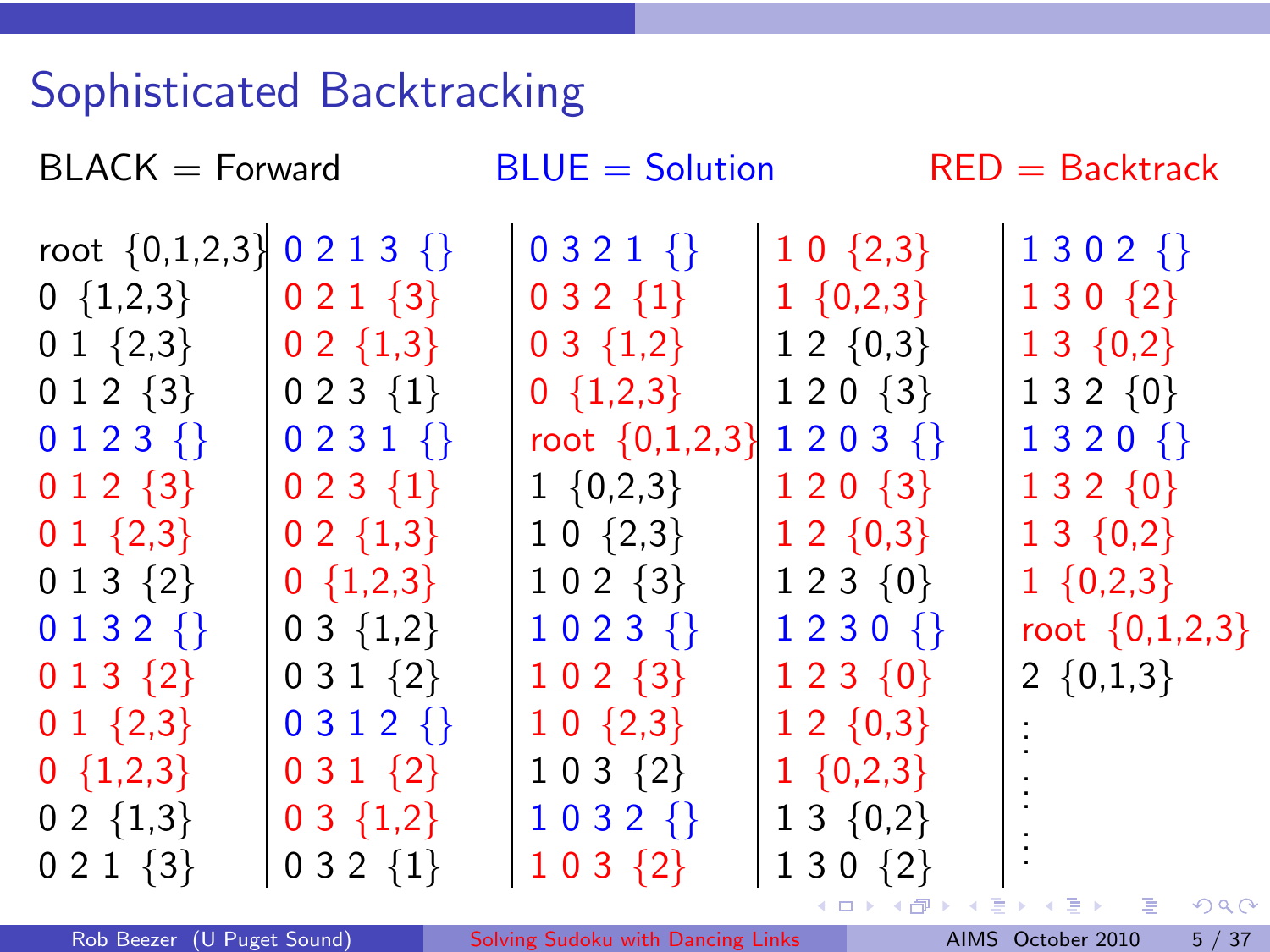# Sophisticated Backtracking

BLACK = Forward BLUE = Solution RED = Backtrack

| | | | | |
|---|---|---|---|---|
| root {0,1,2,3} | 0 2 1 3 {} | 0 3 2 1 {} | 1 0 {2,3} | 1 3 0 2 {} |
| 0 {1,2,3} | 0 2 1 {3} | 0 3 2 {1} | 1 {0,2,3} | 1 3 0 {2} |
| 0 1 {2,3} | 0 2 {1,3} | 0 3 {1,2} | 1 2 {0,3} | 1 3 {0,2} |
| 0 1 2 {3} | 0 2 3 {1} | 0 {1,2,3} | 1 2 0 {3} | 1 3 2 {0} |
| 0 1 2 3 {} | 0 2 3 1 {} | root {0,1,2,3} | 1 2 0 3 {} | 1 3 2 0 {} |
| 0 1 2 {3} | 0 2 3 {1} | 1 {0,2,3} | 1 2 0 {3} | 1 3 2 {0} |
| 0 1 {2,3} | 0 2 {1,3} | 1 0 {2,3} | 1 2 {0,3} | 1 3 {0,2} |
| 0 1 3 {2} | 0 {1,2,3} | 1 0 2 {3} | 1 2 3 {0} | 1 {0,2,3} |
| 0 1 3 2 {} | 0 3 {1,2} | 1 0 2 3 {} | 1 2 3 0 {} | root {0,1,2,3} |
| 0 1 3 {2} | 0 3 1 {2} | 1 0 2 {3} | 1 2 3 {0} | 2 {0,1,3} |
| 0 1 {2,3} | 0 3 1 2 {} | 1 0 {2,3} | 1 2 {0,3} | ⋮ |
| 0 {1,2,3} | 0 3 1 {2} | 1 0 3 {2} | 1 {0,2,3} | ⋮ |
| 0 2 {1,3} | 0 3 {1,2} | 1 0 3 2 {} | 1 3 {0,2} | ⋮ |
| 0 2 1 {3} | 0 3 2 {1} | 1 0 3 {2} | 1 3 0 {2} | |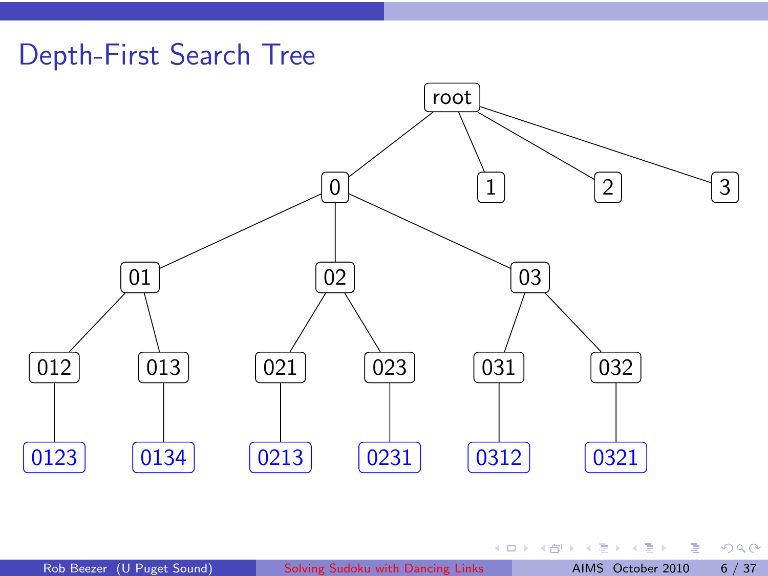# Depth-First Search Tree

```
root
├── 0
│   ├── 01
│   │   ├── 012
│   │   │   └── 0123
│   │   └── 013
│   │       └── 0134
│   ├── 02
│   │   ├── 021
│   │   │   └── 0213
│   │   └── 023
│   │       └── 0231
│   └── 03
│       ├── 031
│       │   └── 0312
│       └── 032
│           └── 0321
├── 1
├── 2
└── 3
```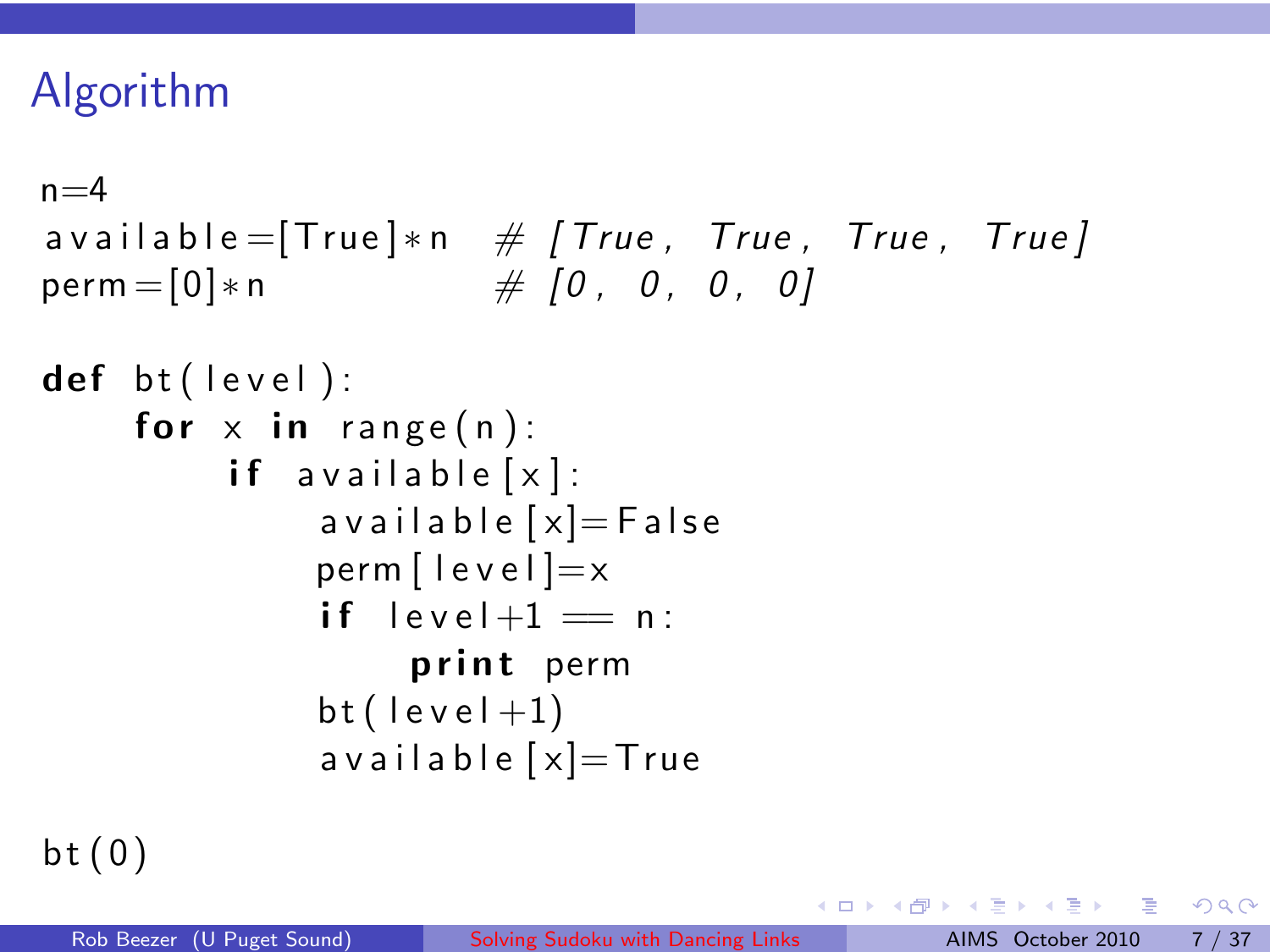# Algorithm

```
n=4
available=[True]*n   # [True, True, True, True]
perm=[0]*n           # [0, 0, 0, 0]

def bt(level):
    for x in range(n):
        if available[x]:
            available[x]=False
            perm[level]=x
            if level+1 == n:
                print perm
            bt(level+1)
            available[x]=True

bt(0)
```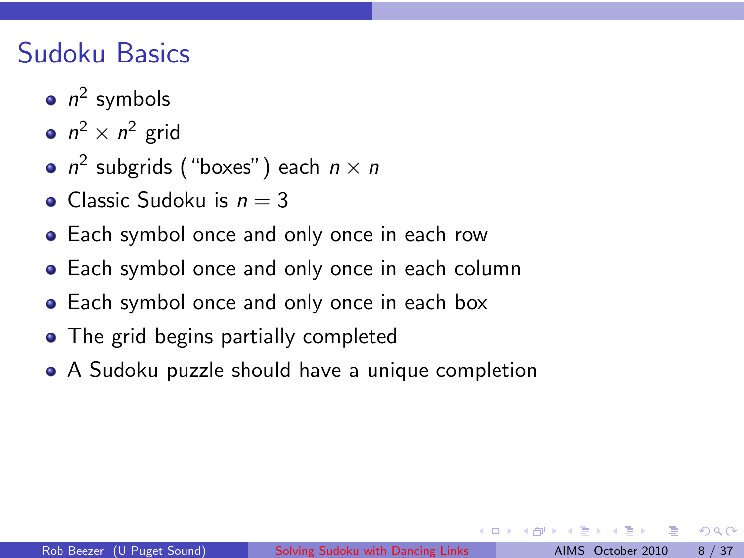## Sudoku Basics

- $n^2$ symbols
- $n^2 \times n^2$ grid
- $n^2$ subgrids ("boxes") each $n \times n$
- Classic Sudoku is $n = 3$
- Each symbol once and only once in each row
- Each symbol once and only once in each column
- Each symbol once and only once in each box
- The grid begins partially completed
- A Sudoku puzzle should have a unique completion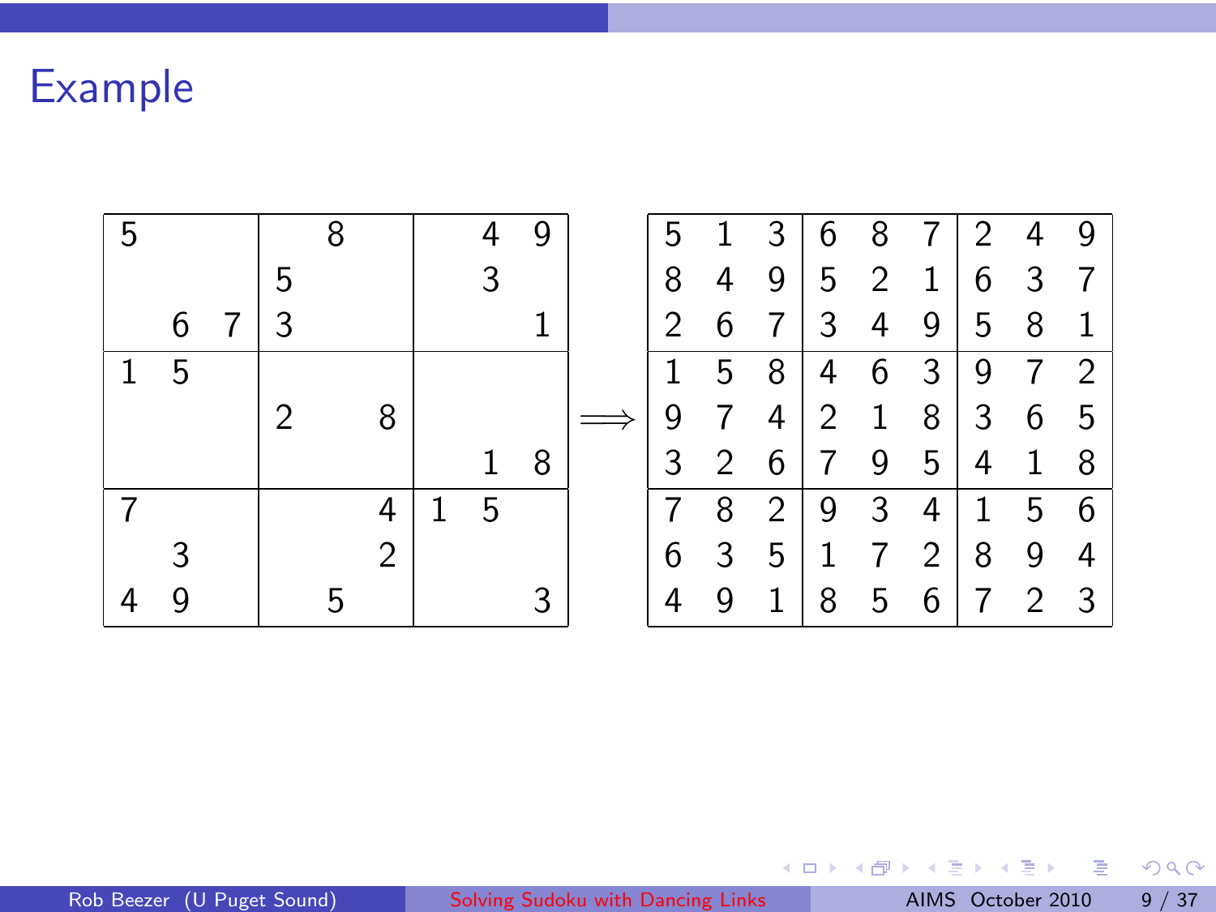# Example

| | | | | | | | | |
|---|---|---|---|---|---|---|---|---|
| 5 | | | | 8 | | | 4 | 9 |
| | | | 5 | | | | 3 | |
| | 6 | 7 | 3 | | | | | 1 |
| 1 | 5 | | | | | | | |
| | | | 2 | | 8 | | | |
| | | | | | | | 1 | 8 |
| 7 | | | | | 4 | 1 | 5 | |
| | 3 | | | | 2 | | | |
| 4 | 9 | | | 5 | | | | 3 |

$\Longrightarrow$

| | | | | | | | | |
|---|---|---|---|---|---|---|---|---|
| 5 | 1 | 3 | 6 | 8 | 7 | 2 | 4 | 9 |
| 8 | 4 | 9 | 5 | 2 | 1 | 6 | 3 | 7 |
| 2 | 6 | 7 | 3 | 4 | 9 | 5 | 8 | 1 |
| 1 | 5 | 8 | 4 | 6 | 3 | 9 | 7 | 2 |
| 9 | 7 | 4 | 2 | 1 | 8 | 3 | 6 | 5 |
| 3 | 2 | 6 | 7 | 9 | 5 | 4 | 1 | 8 |
| 7 | 8 | 2 | 9 | 3 | 4 | 1 | 5 | 6 |
| 6 | 3 | 5 | 1 | 7 | 2 | 8 | 9 | 4 |
| 4 | 9 | 1 | 8 | 5 | 6 | 7 | 2 | 3 |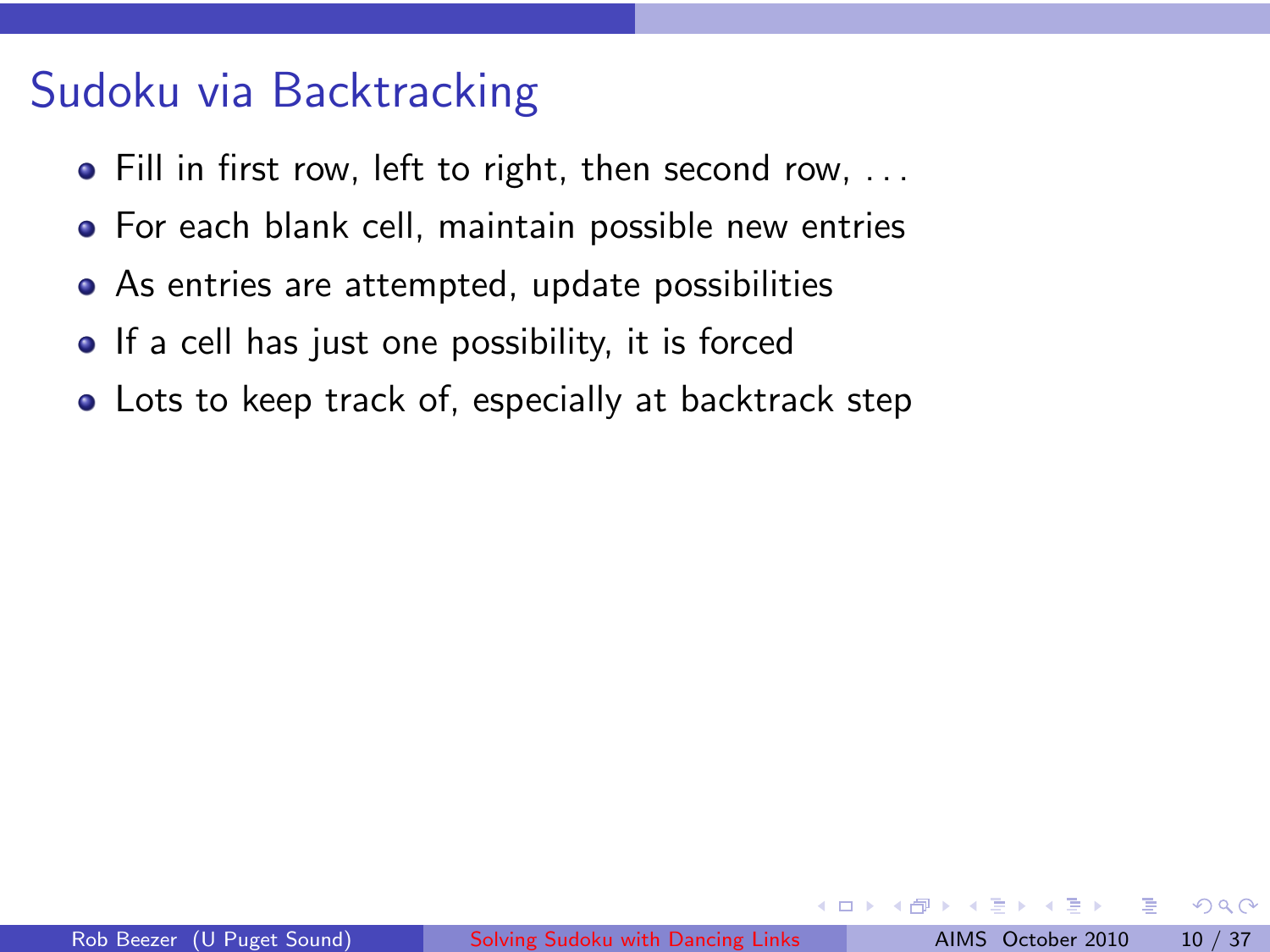# Sudoku via Backtracking

- Fill in first row, left to right, then second row, . . .
- For each blank cell, maintain possible new entries
- As entries are attempted, update possibilities
- If a cell has just one possibility, it is forced
- Lots to keep track of, especially at backtrack step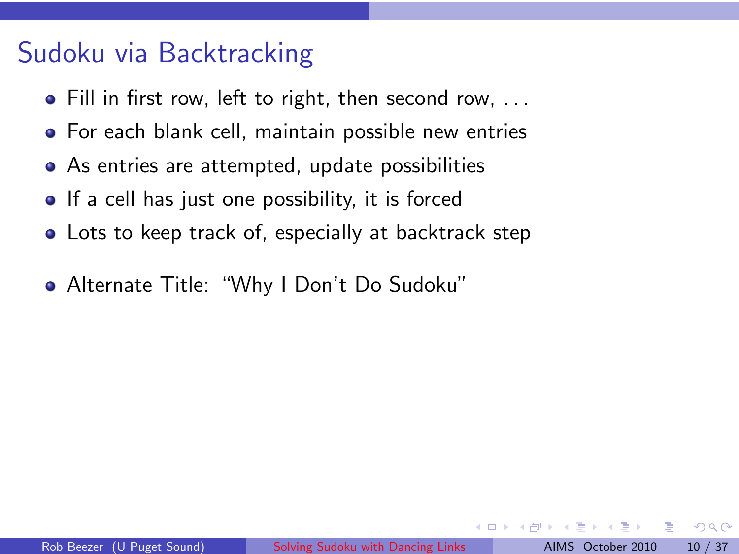# Sudoku via Backtracking

- Fill in first row, left to right, then second row, ...
- For each blank cell, maintain possible new entries
- As entries are attempted, update possibilities
- If a cell has just one possibility, it is forced
- Lots to keep track of, especially at backtrack step

- Alternate Title: "Why I Don't Do Sudoku"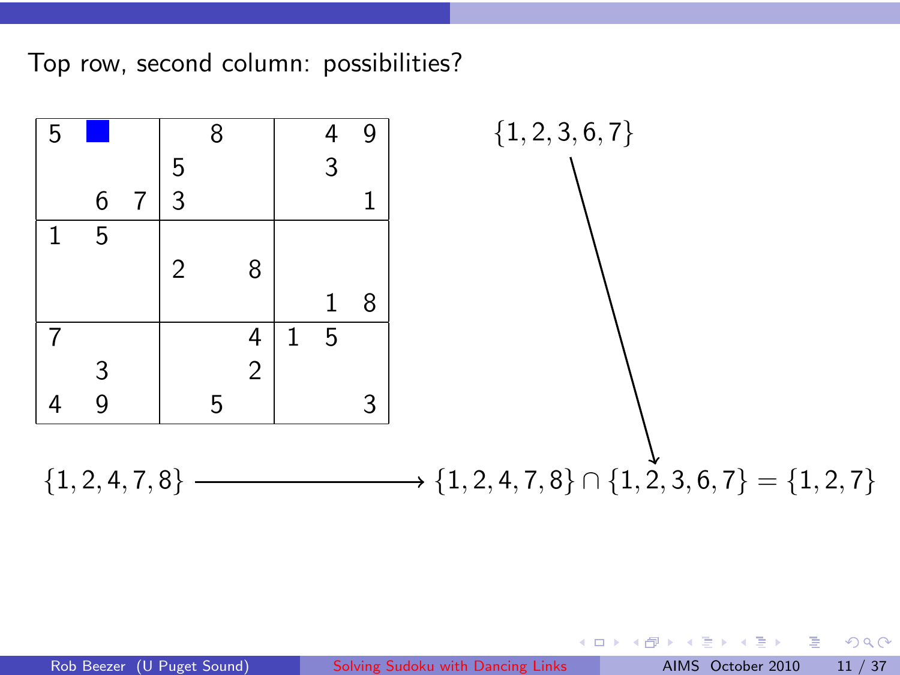Top row, second column: possibilities?

| 5 | ■ |   |   | 8 |   |   | 4 | 9 |
|---|---|---|---|---|---|---|---|---|
|   |   |   | 5 |   |   |   | 3 |   |
|   | 6 | 7 | 3 |   |   |   |   | 1 |
| 1 | 5 |   |   |   |   |   |   |   |
|   |   |   | 2 |   | 8 |   |   |   |
|   |   |   |   |   |   |   | 1 | 8 |
| 7 |   |   |   |   | 4 | 1 | 5 |   |
|   | 3 |   |   |   | 2 |   |   |   |
| 4 | 9 |   |   | 5 |   |   |   | 3 |

$\{1, 2, 3, 6, 7\}$

$\{1, 2, 4, 7, 8\} \longrightarrow \{1, 2, 4, 7, 8\} \cap \{1, 2, 3, 6, 7\} = \{1, 2, 7\}$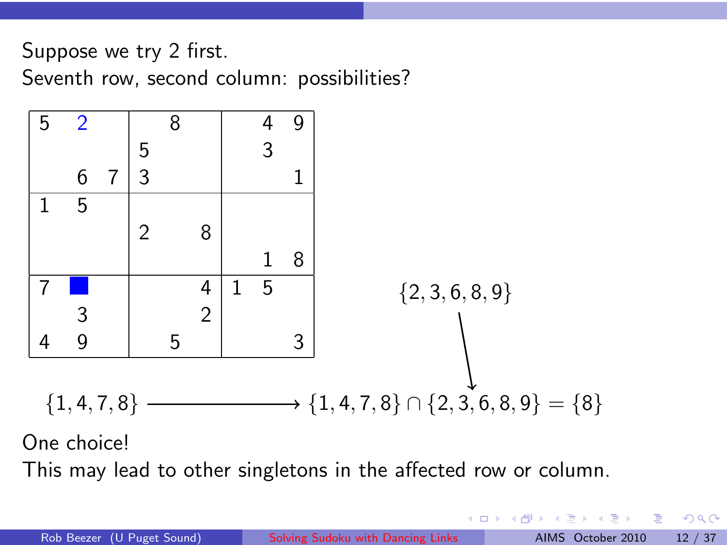Suppose we try 2 first.
Seventh row, second column: possibilities?

| | | | | | | | | |
|---|---|---|---|---|---|---|---|---|
| 5 | 2 | | | 8 | | | 4 | 9 |
| | | | 5 | | | | 3 | |
| | 6 | 7 | 3 | | | | | 1 |
| 1 | 5 | | | | | | | |
| | | | 2 | | 8 | | | |
| | | | | | | | 1 | 8 |
| 7 | ■ | | | | 4 | 1 | 5 | |
| | 3 | | | | 2 | | | |
| 4 | 9 | | | 5 | | | | 3 |

$\{2, 3, 6, 8, 9\}$

$\{1, 4, 7, 8\} \longrightarrow \{1, 4, 7, 8\} \cap \{2, 3, 6, 8, 9\} = \{8\}$

One choice!

This may lead to other singletons in the affected row or column.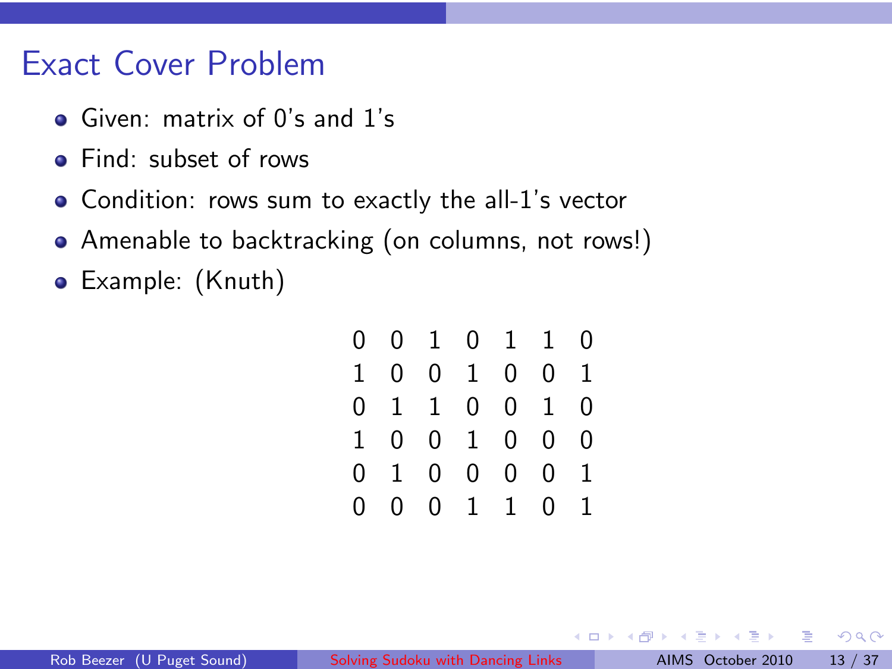# Exact Cover Problem

- Given: matrix of 0's and 1's
- Find: subset of rows
- Condition: rows sum to exactly the all-1's vector
- Amenable to backtracking (on columns, not rows!)
- Example: (Knuth)

$$
\begin{matrix}
0 & 0 & 1 & 0 & 1 & 1 & 0 \\
1 & 0 & 0 & 1 & 0 & 0 & 1 \\
0 & 1 & 1 & 0 & 0 & 1 & 0 \\
1 & 0 & 0 & 1 & 0 & 0 & 0 \\
0 & 1 & 0 & 0 & 0 & 0 & 1 \\
0 & 0 & 0 & 1 & 1 & 0 & 1
\end{matrix}
$$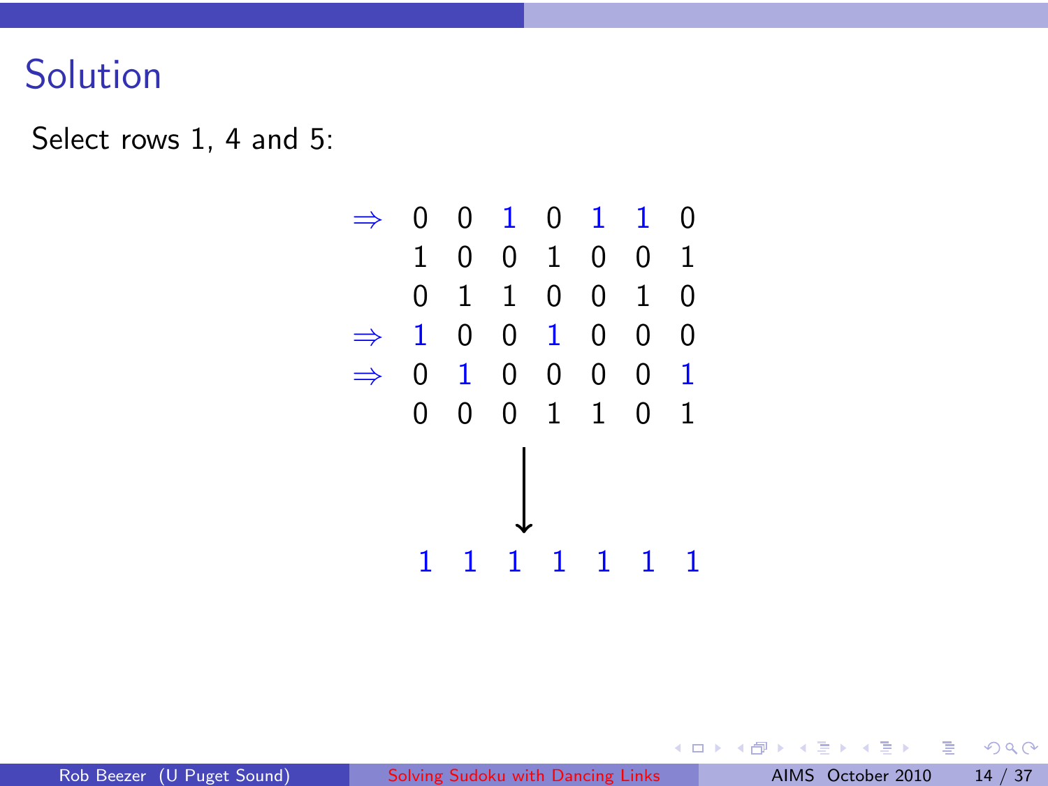# Solution

Select rows 1, 4 and 5:

$$
\begin{array}{cccccccc}
\Rightarrow & 0 & 0 & 1 & 0 & 1 & 1 & 0 \\
 & 1 & 0 & 0 & 1 & 0 & 0 & 1 \\
 & 0 & 1 & 1 & 0 & 0 & 1 & 0 \\
\Rightarrow & 1 & 0 & 0 & 1 & 0 & 0 & 0 \\
\Rightarrow & 0 & 1 & 0 & 0 & 0 & 0 & 1 \\
 & 0 & 0 & 0 & 1 & 1 & 0 & 1
\end{array}
$$

$$\downarrow$$

$$1 \quad 1 \quad 1 \quad 1 \quad 1 \quad 1 \quad 1$$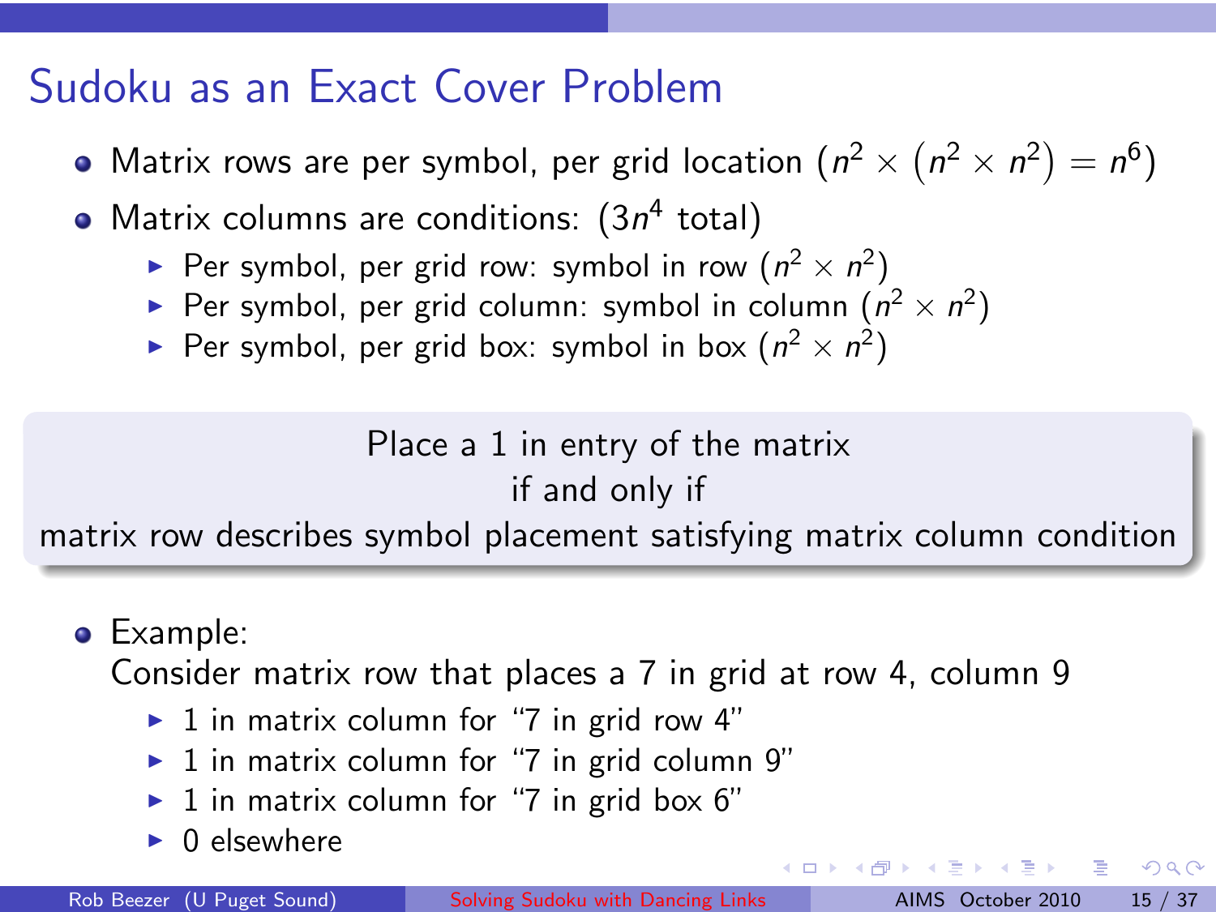# Sudoku as an Exact Cover Problem

- Matrix rows are per symbol, per grid location $(n^2 \times (n^2 \times n^2) = n^6)$
- Matrix columns are conditions: ($3n^4$ total)
  - Per symbol, per grid row: symbol in row $(n^2 \times n^2)$
  - Per symbol, per grid column: symbol in column $(n^2 \times n^2)$
  - Per symbol, per grid box: symbol in box $(n^2 \times n^2)$

> Place a 1 in entry of the matrix
> if and only if
> matrix row describes symbol placement satisfying matrix column condition

- Example:
  Consider matrix row that places a 7 in grid at row 4, column 9
  - 1 in matrix column for "7 in grid row 4"
  - 1 in matrix column for "7 in grid column 9"
  - 1 in matrix column for "7 in grid box 6"
  - 0 elsewhere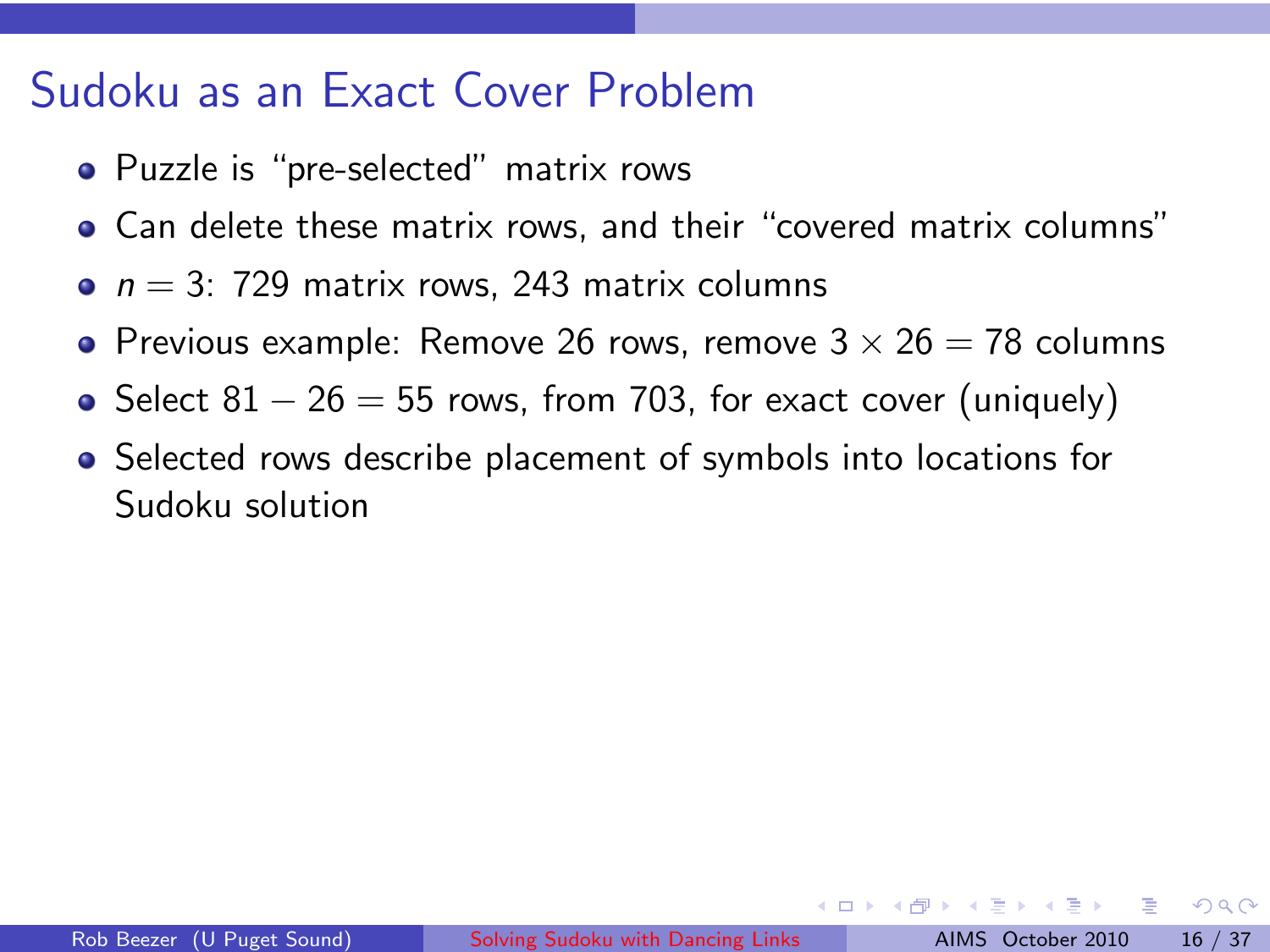# Sudoku as an Exact Cover Problem

- Puzzle is "pre-selected" matrix rows
- Can delete these matrix rows, and their "covered matrix columns"
- $n = 3$: 729 matrix rows, 243 matrix columns
- Previous example: Remove 26 rows, remove $3 \times 26 = 78$ columns
- Select $81 - 26 = 55$ rows, from 703, for exact cover (uniquely)
- Selected rows describe placement of symbols into locations for Sudoku solution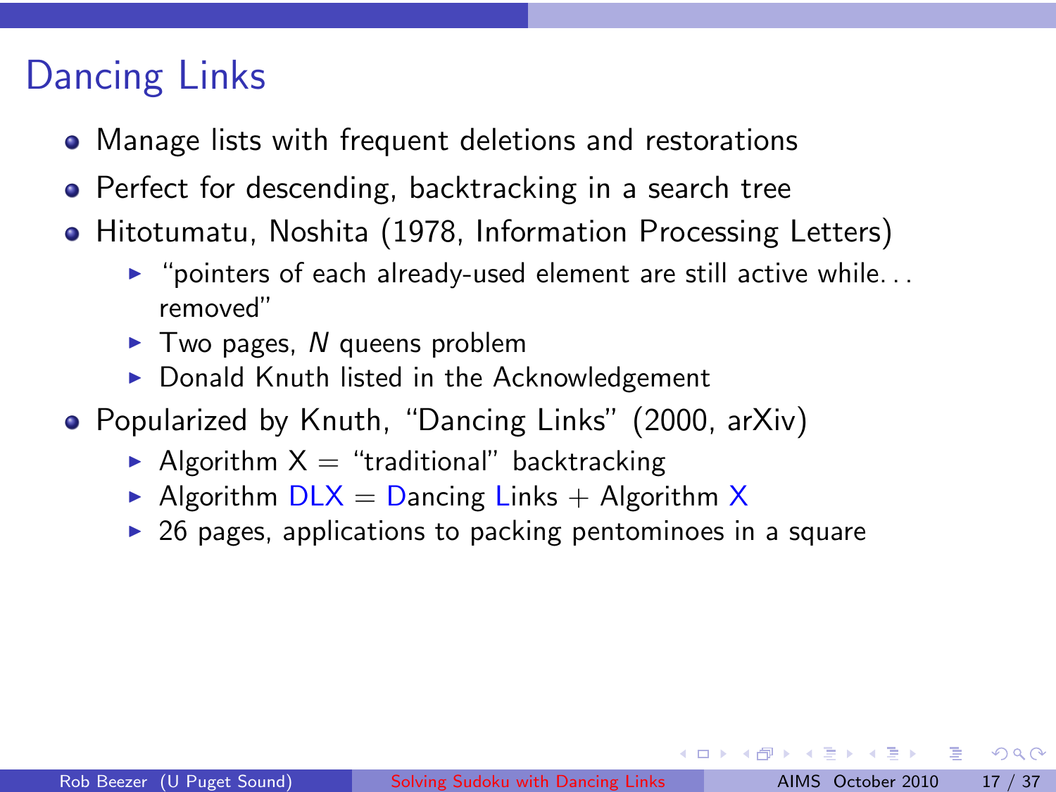# Dancing Links

- Manage lists with frequent deletions and restorations
- Perfect for descending, backtracking in a search tree
- Hitotumatu, Noshita (1978, Information Processing Letters)
  - "pointers of each already-used element are still active while... removed"
  - Two pages, $N$ queens problem
  - Donald Knuth listed in the Acknowledgement
- Popularized by Knuth, "Dancing Links" (2000, arXiv)
  - Algorithm X = "traditional" backtracking
  - Algorithm DLX = Dancing Links + Algorithm X
  - 26 pages, applications to packing pentominoes in a square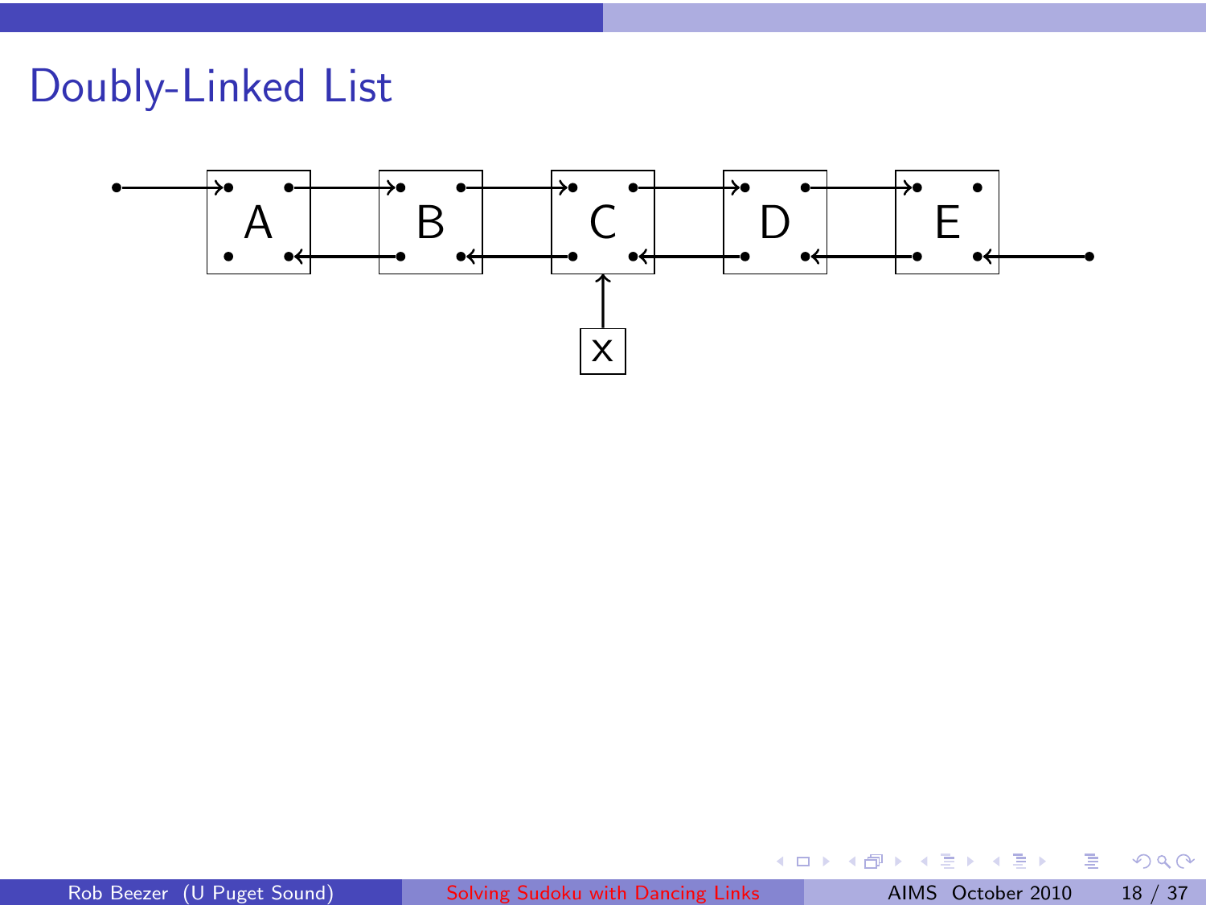# Doubly-Linked List

A B C D E

X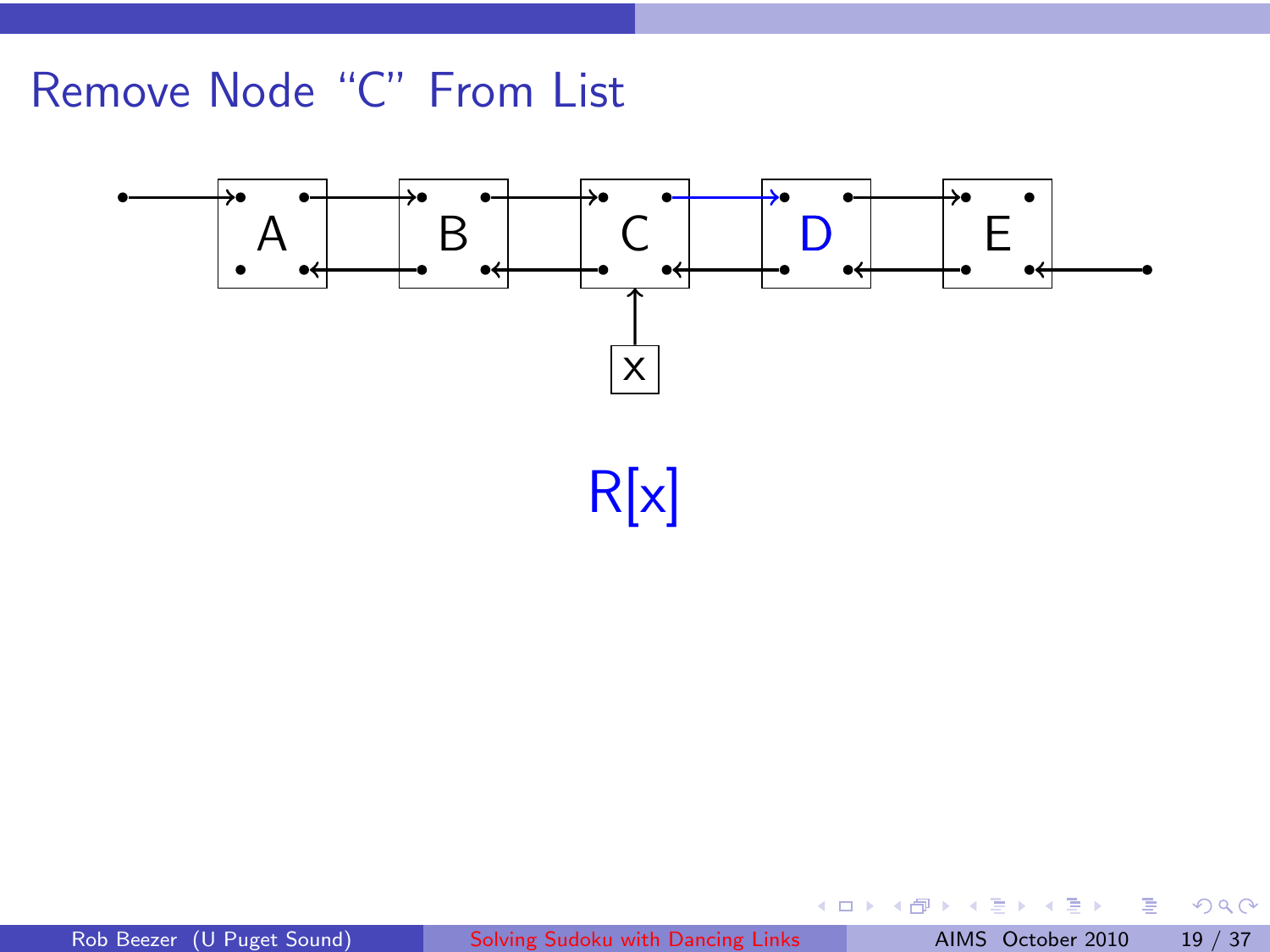# Remove Node "C" From List

A B C D E

x

R[x]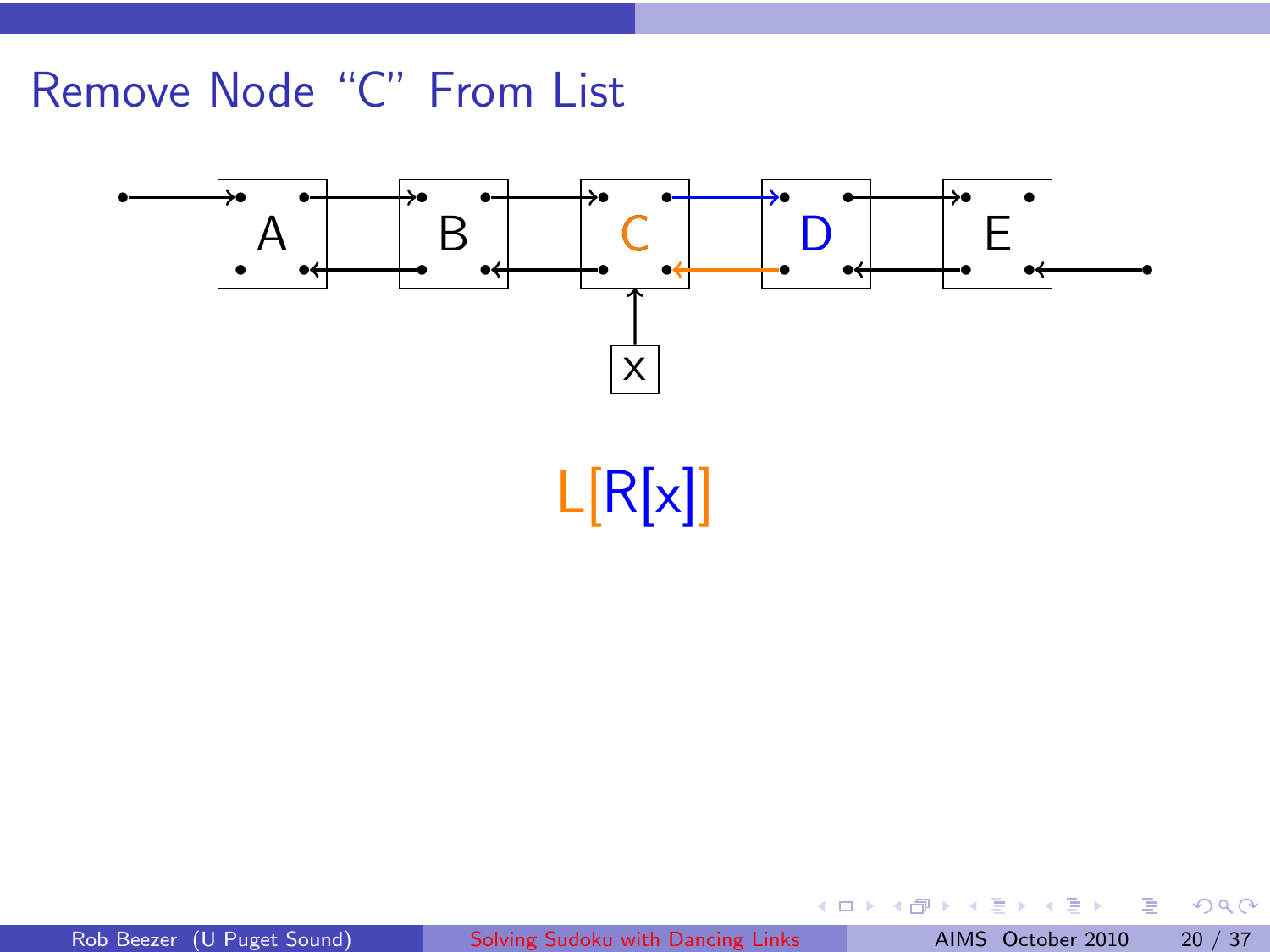# Remove Node “C” From List

A B C D E

x

L[R[x]]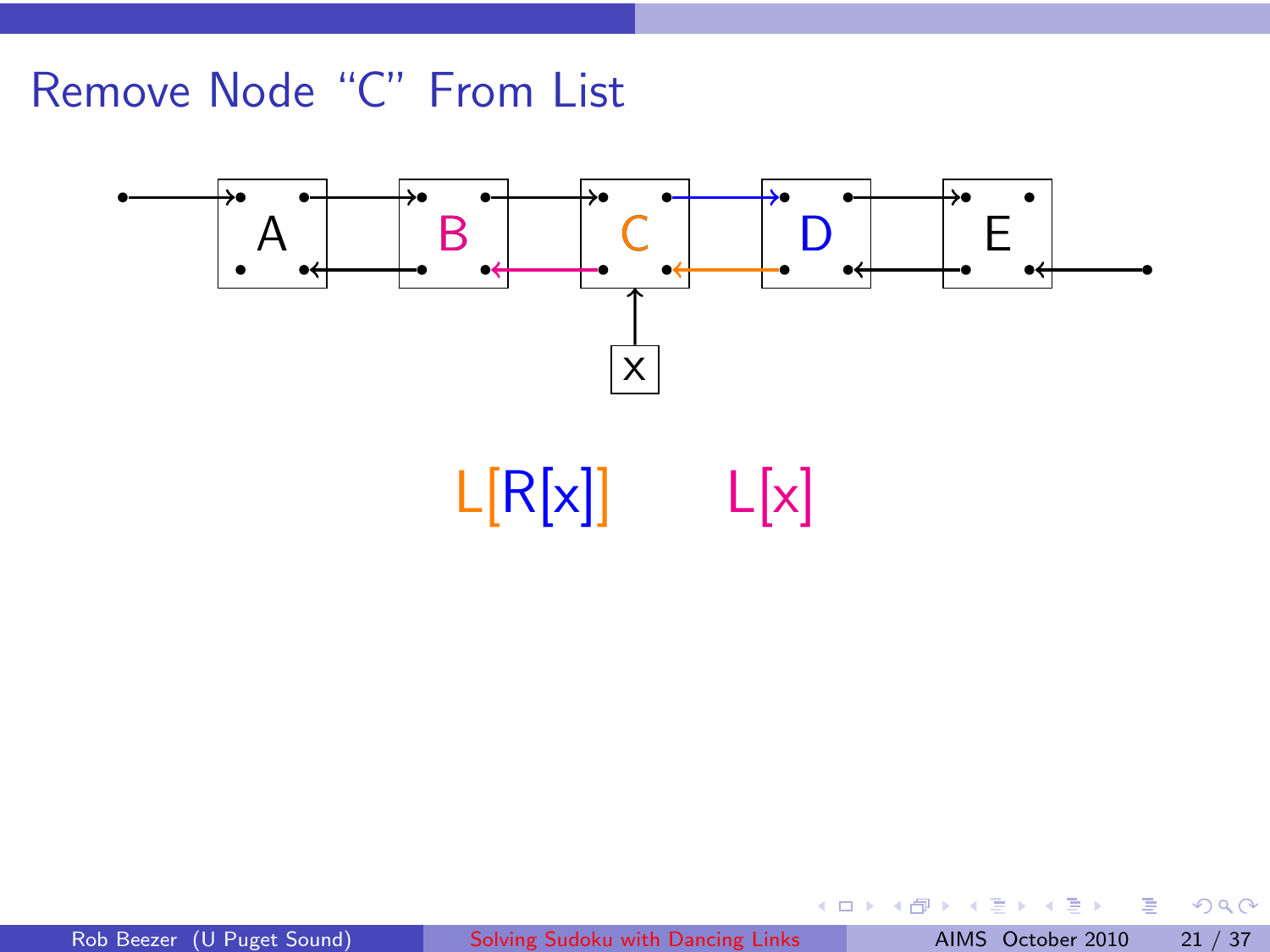# Remove Node "C" From List

A B C D E

X

L[R[x]]  L[x]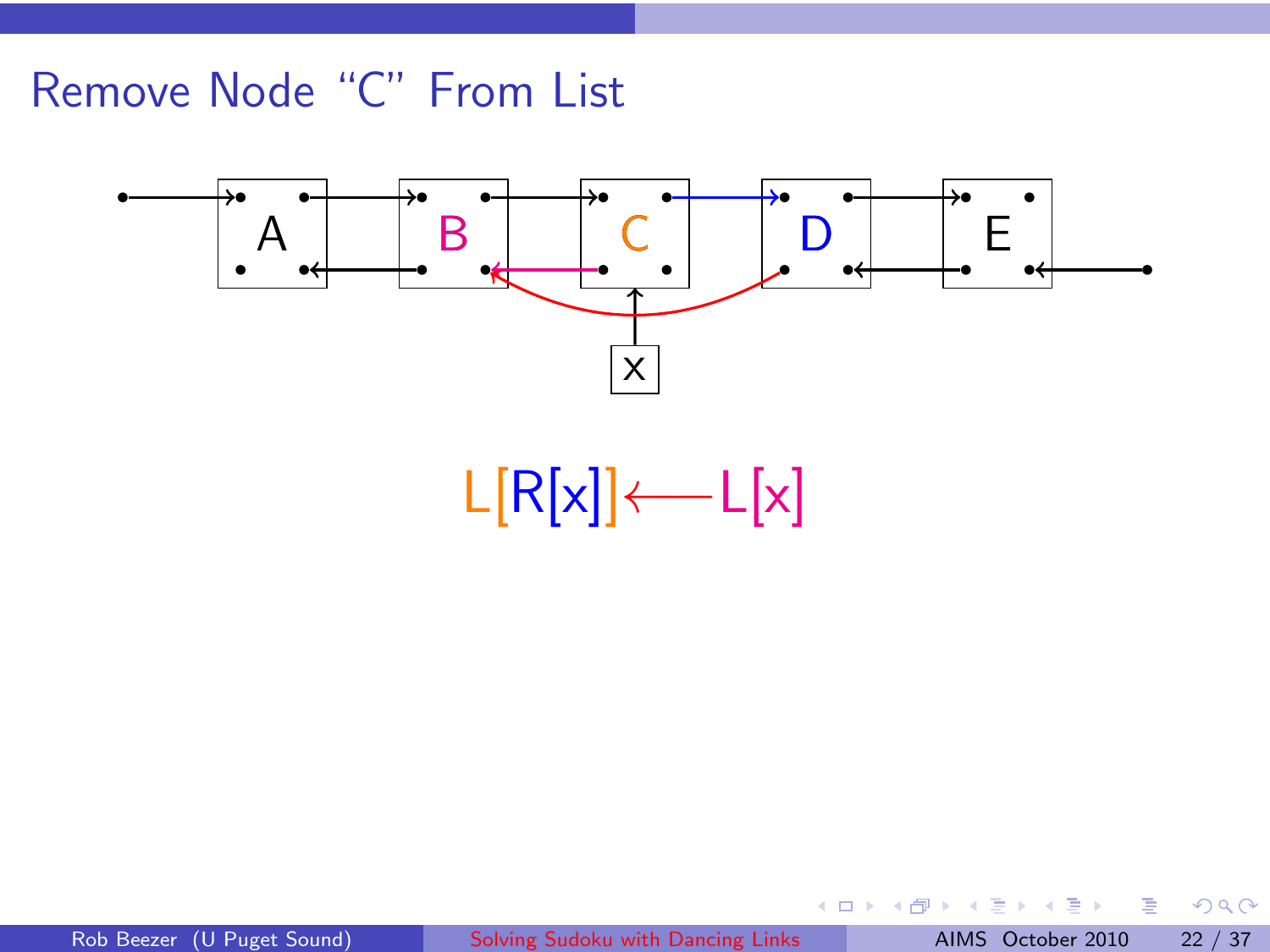# Remove Node “C” From List

$$L[R[x]] \longleftarrow L[x]$$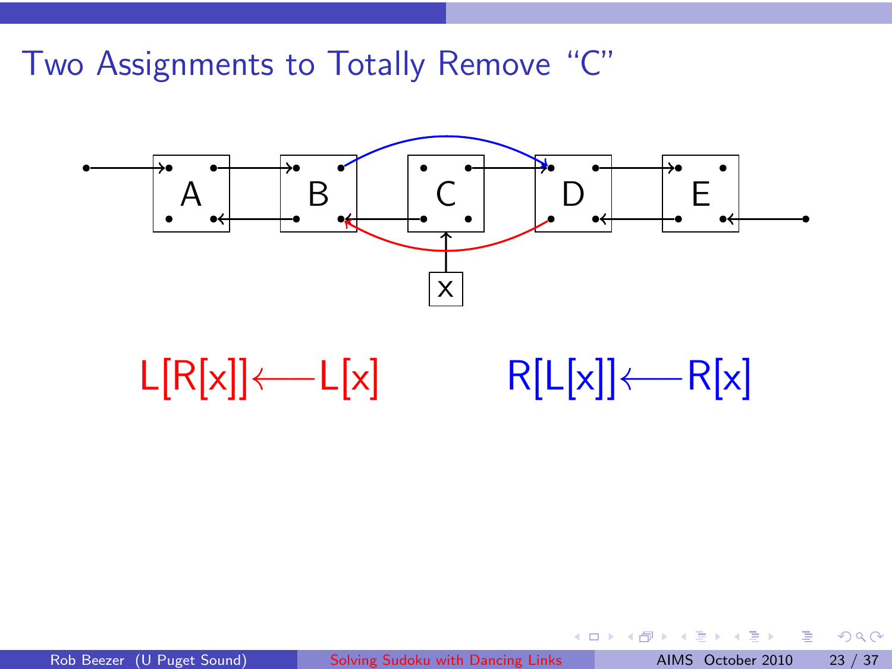# Two Assignments to Totally Remove “C”

$$L[R[x]] \longleftarrow L[x] \qquad R[L[x]] \longleftarrow R[x]$$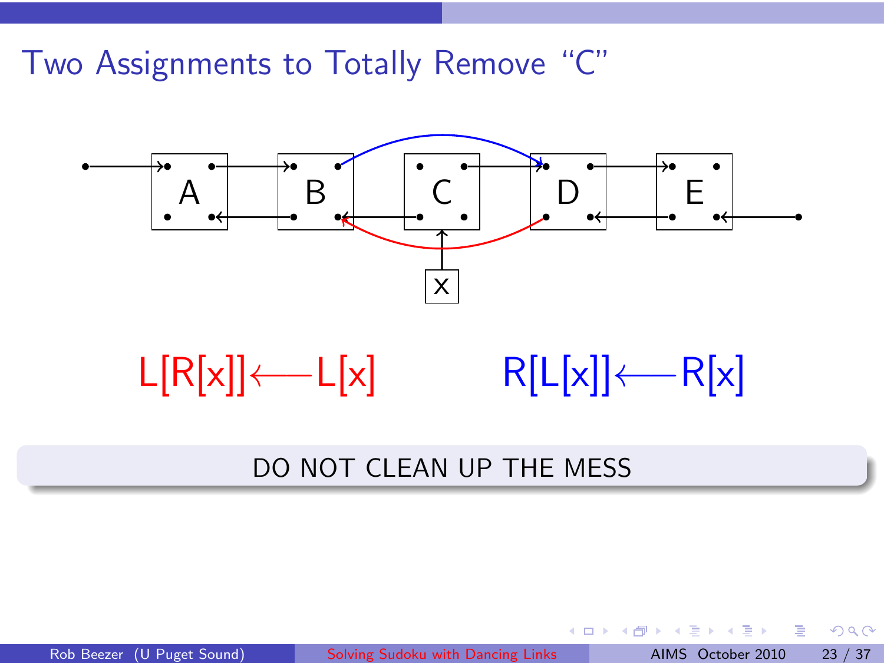## Two Assignments to Totally Remove "C"

$L[R[x]] \longleftarrow L[x]$     $R[L[x]] \longleftarrow R[x]$

DO NOT CLEAN UP THE MESS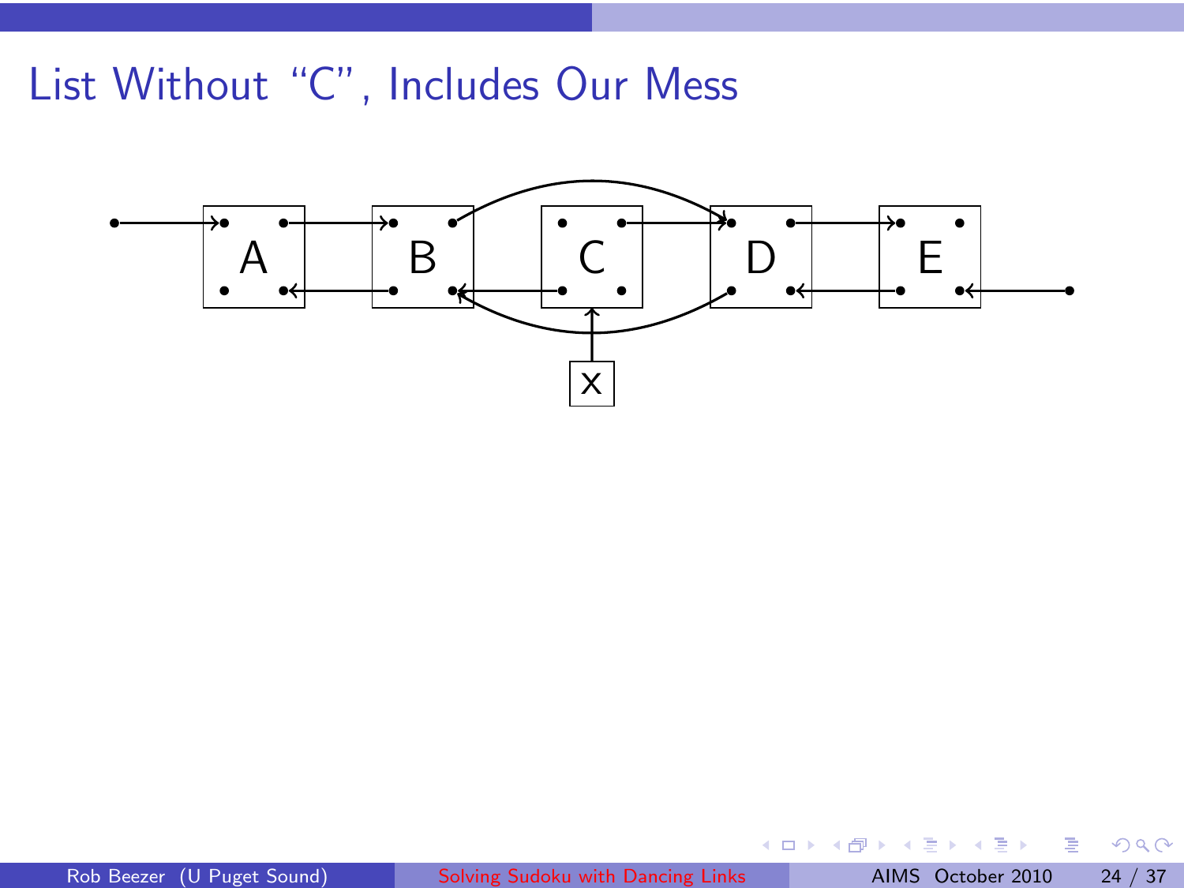# List Without “C”, Includes Our Mess

A

B

C

D

E

X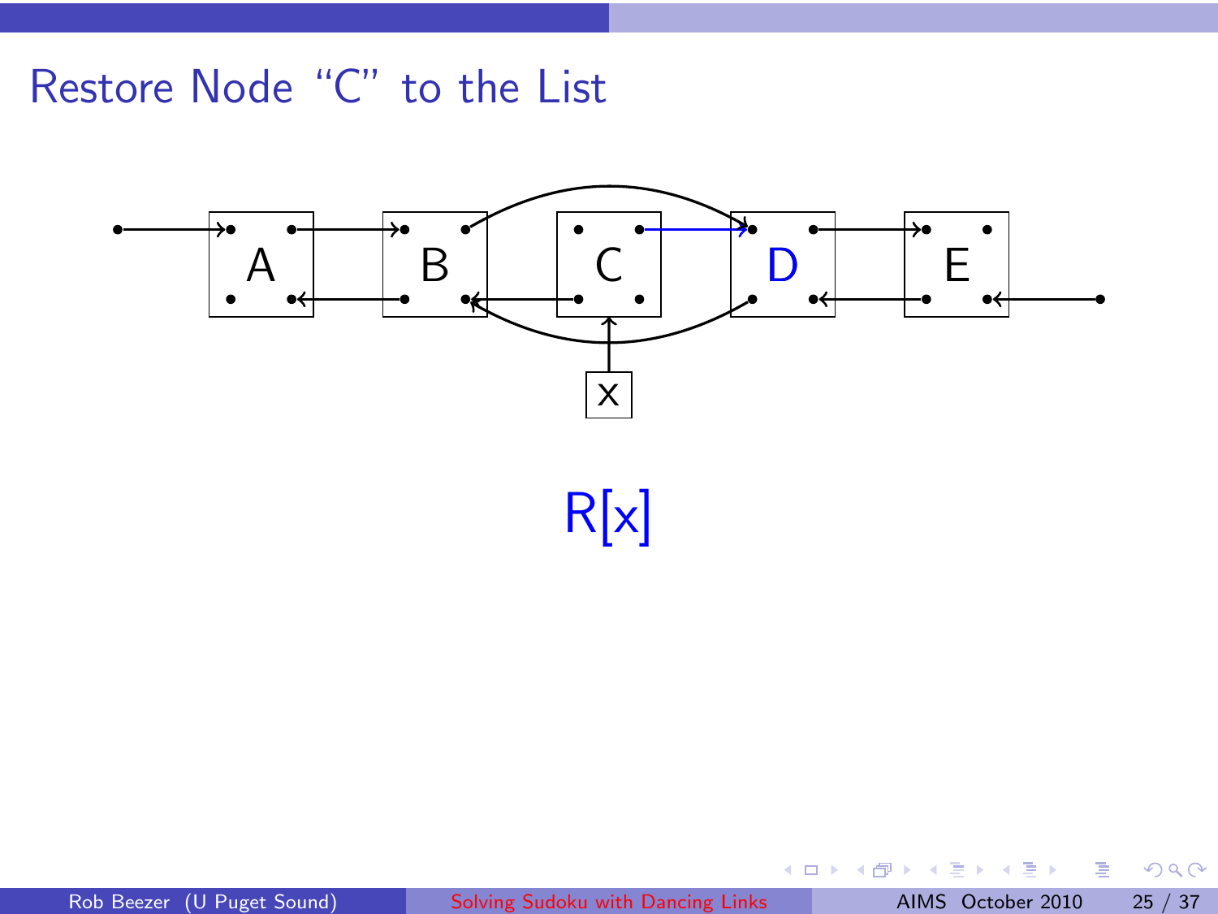# Restore Node "C" to the List

A B C D E

x

R[x]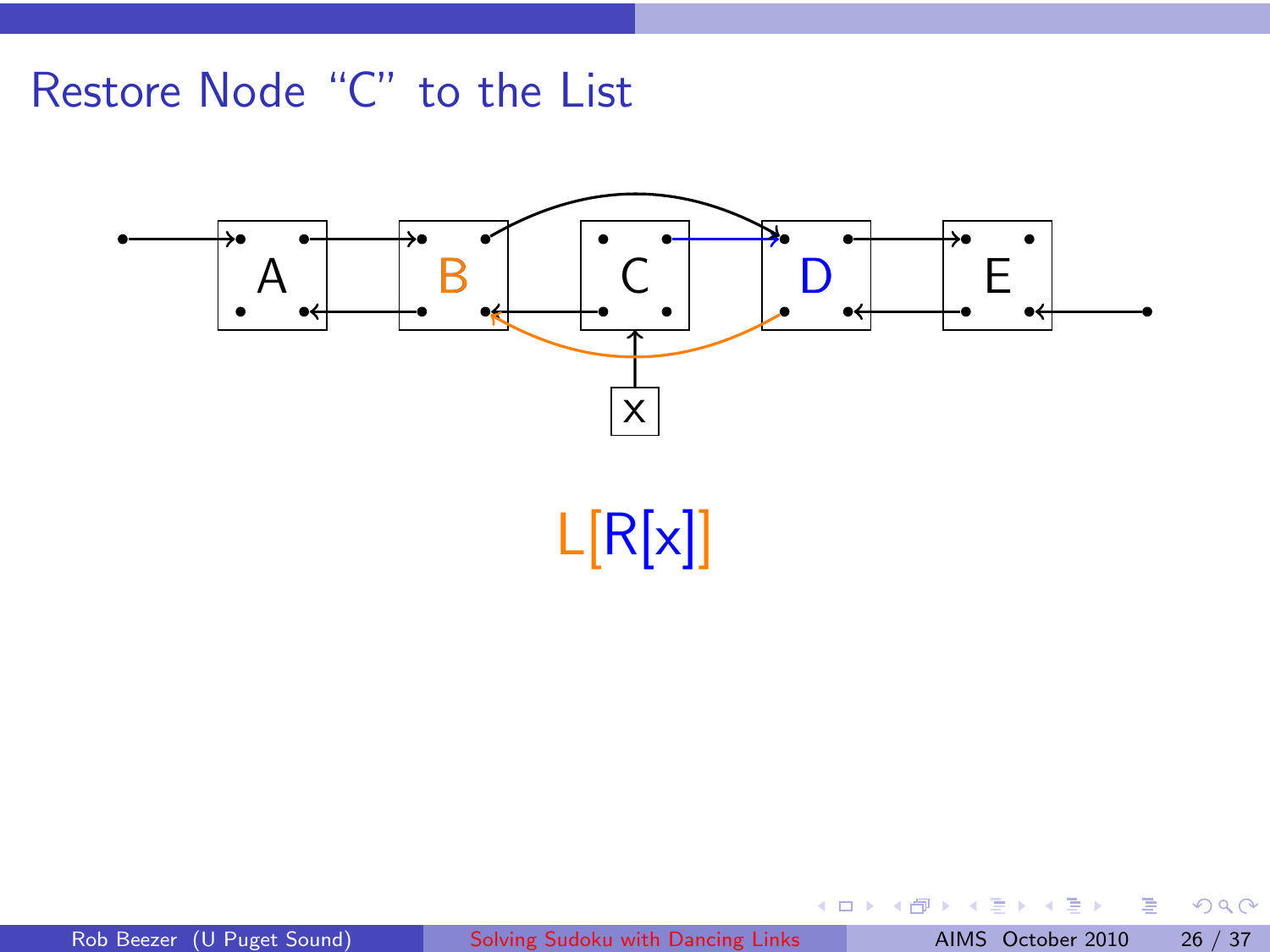# Restore Node “C” to the List

A B C D E

x

L[R[x]]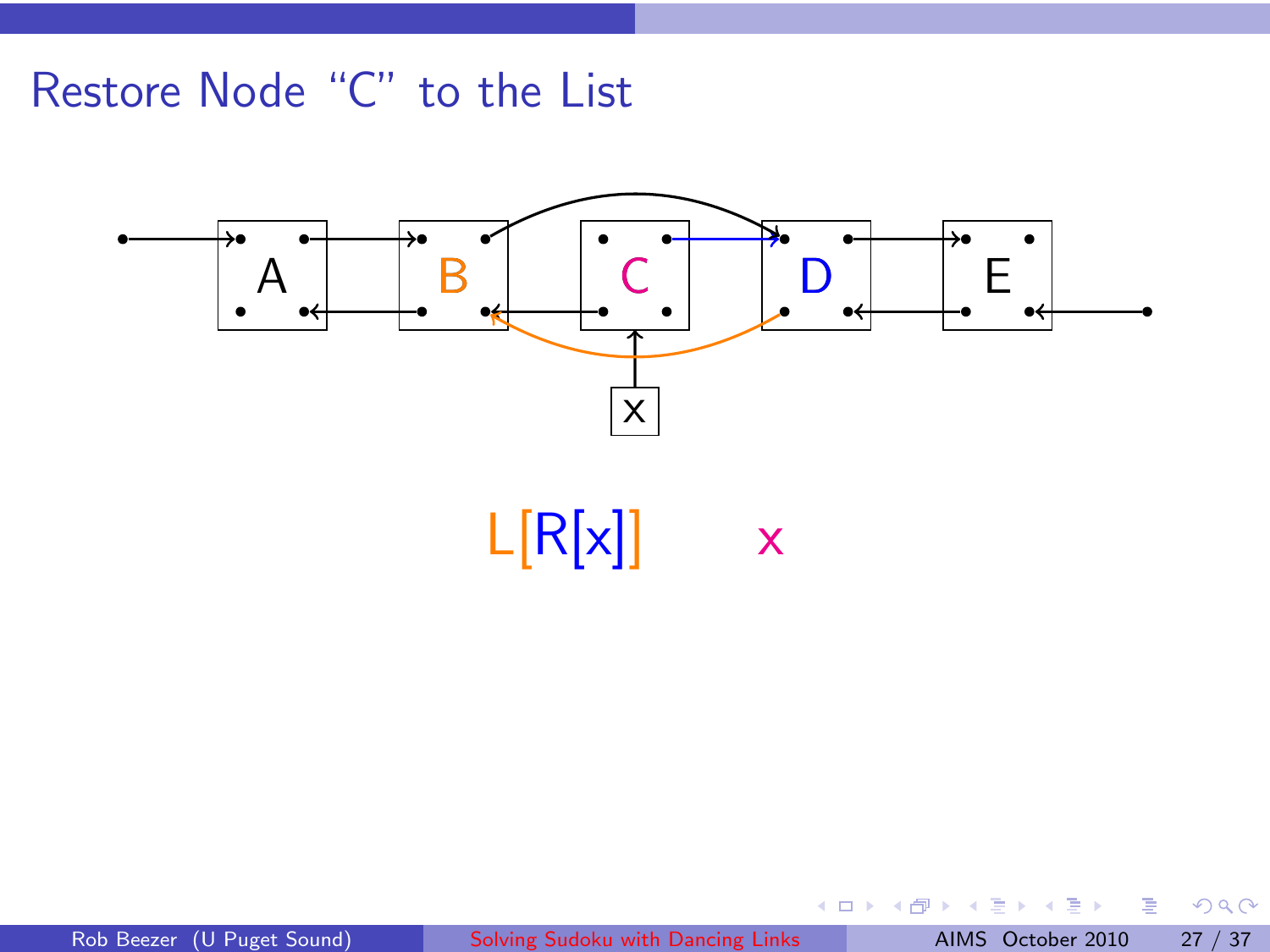# Restore Node "C" to the List

A B C D E

x

L[R[x]]  x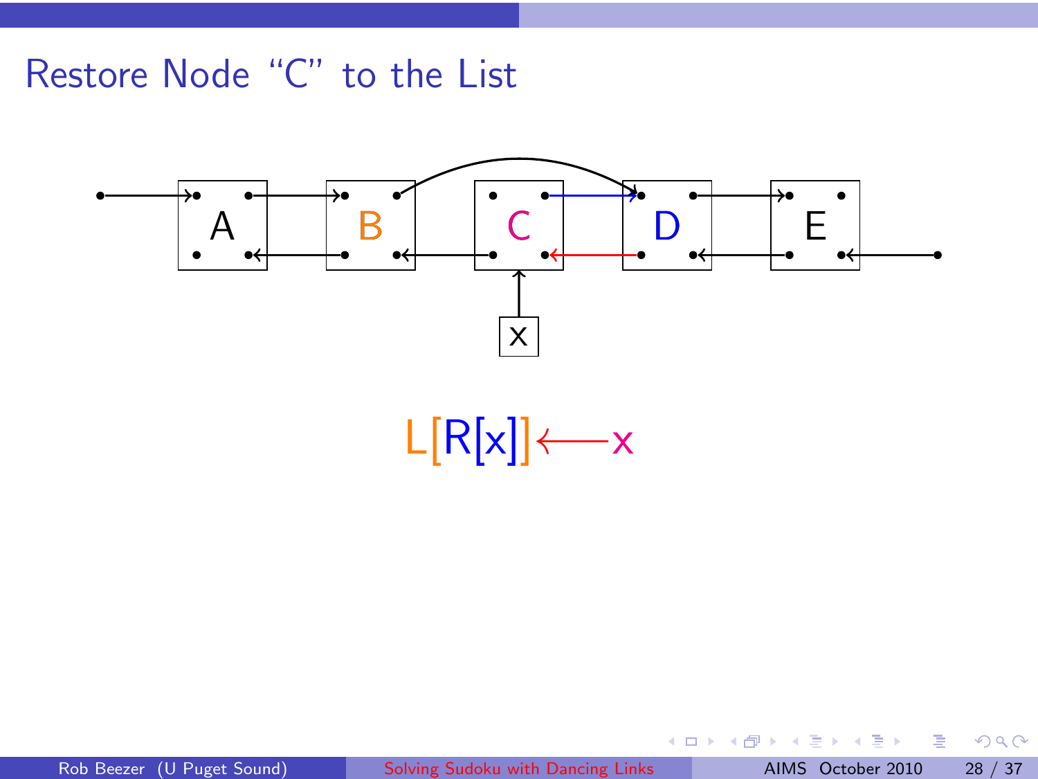# Restore Node "C" to the List

A B C D E

x

$$L[R[x]] \longleftarrow x$$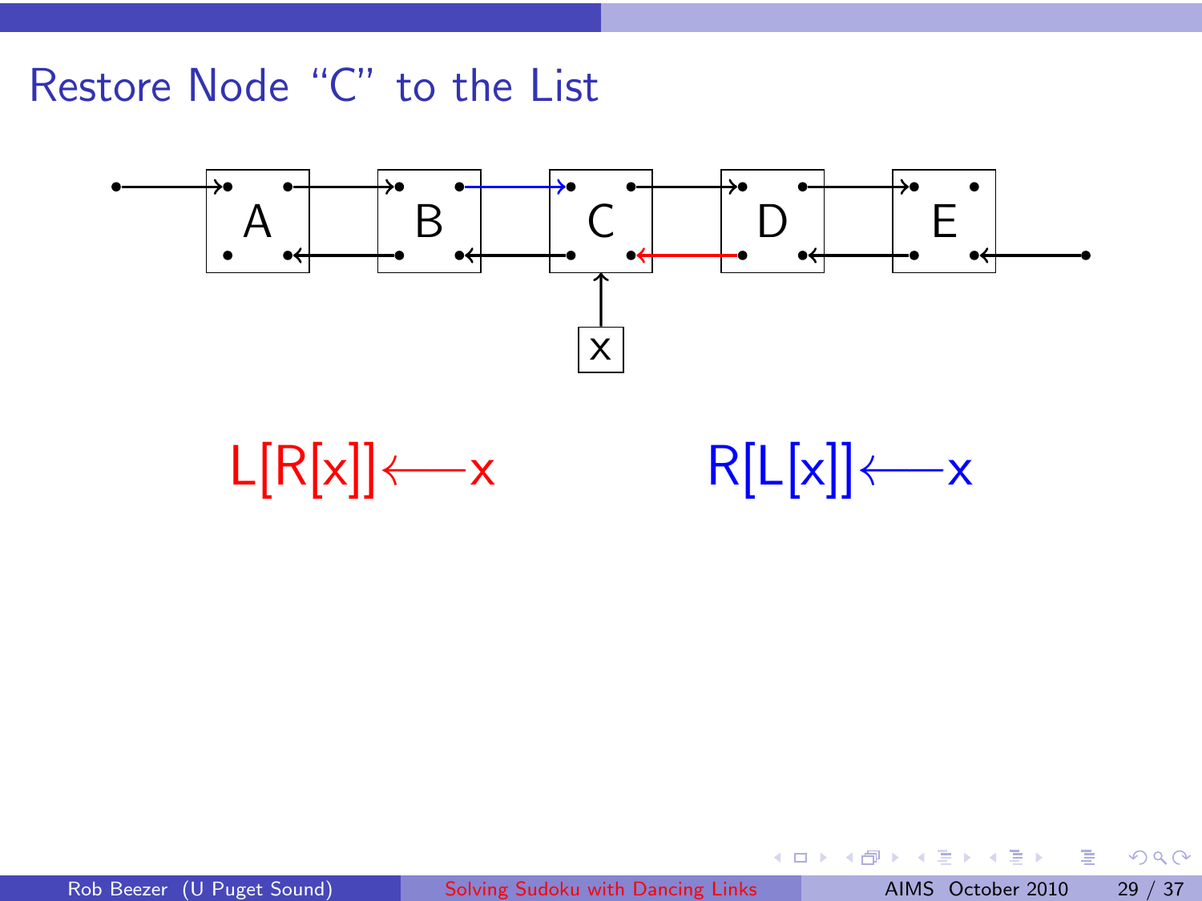# Restore Node "C" to the List

A B C D E

x

$L[R[x]] \longleftarrow x$ $R[L[x]] \longleftarrow x$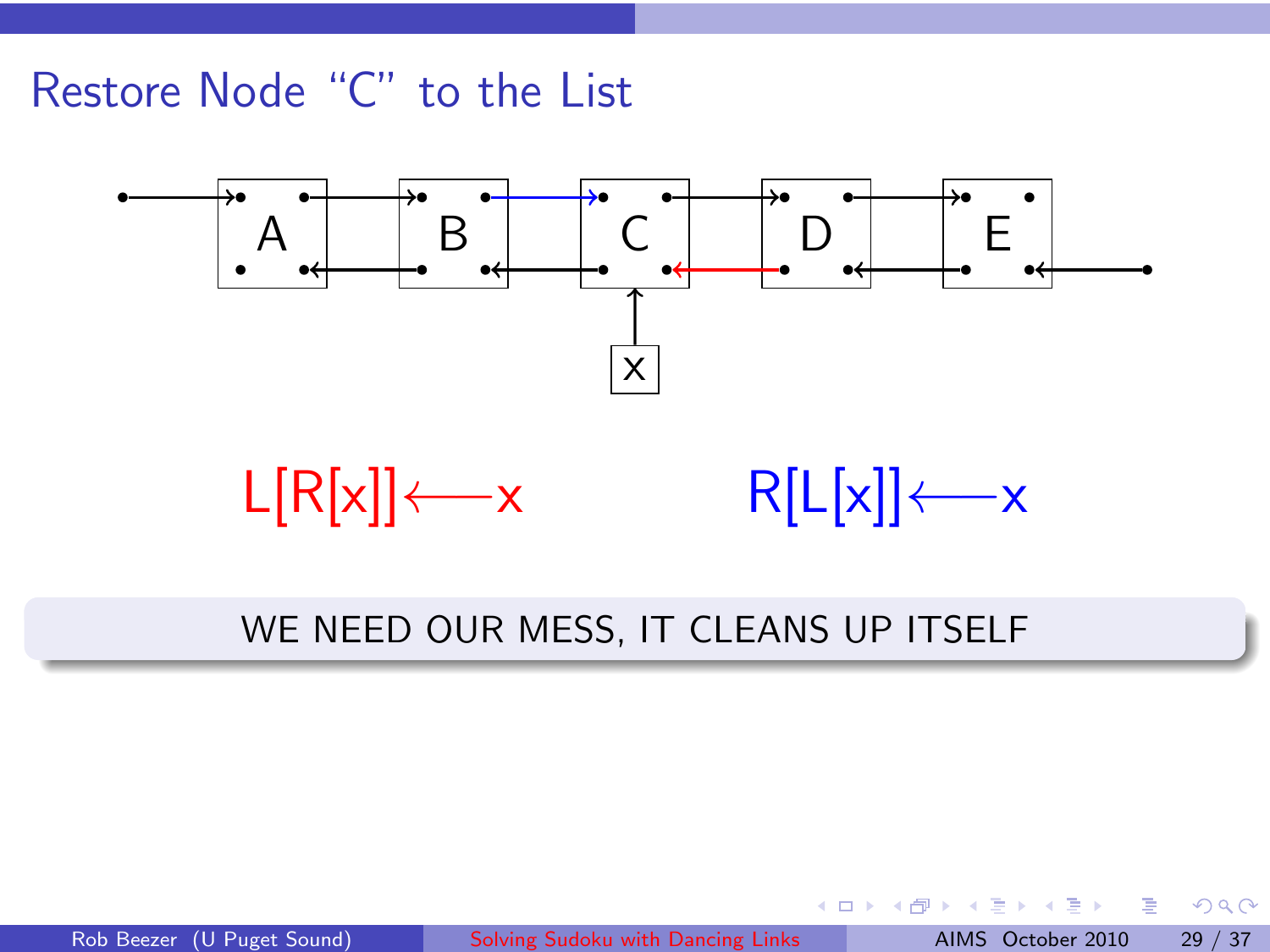# Restore Node "C" to the List

A B C D E

x

$$L[R[x]] \longleftarrow x \qquad R[L[x]] \longleftarrow x$$

WE NEED OUR MESS, IT CLEANS UP ITSELF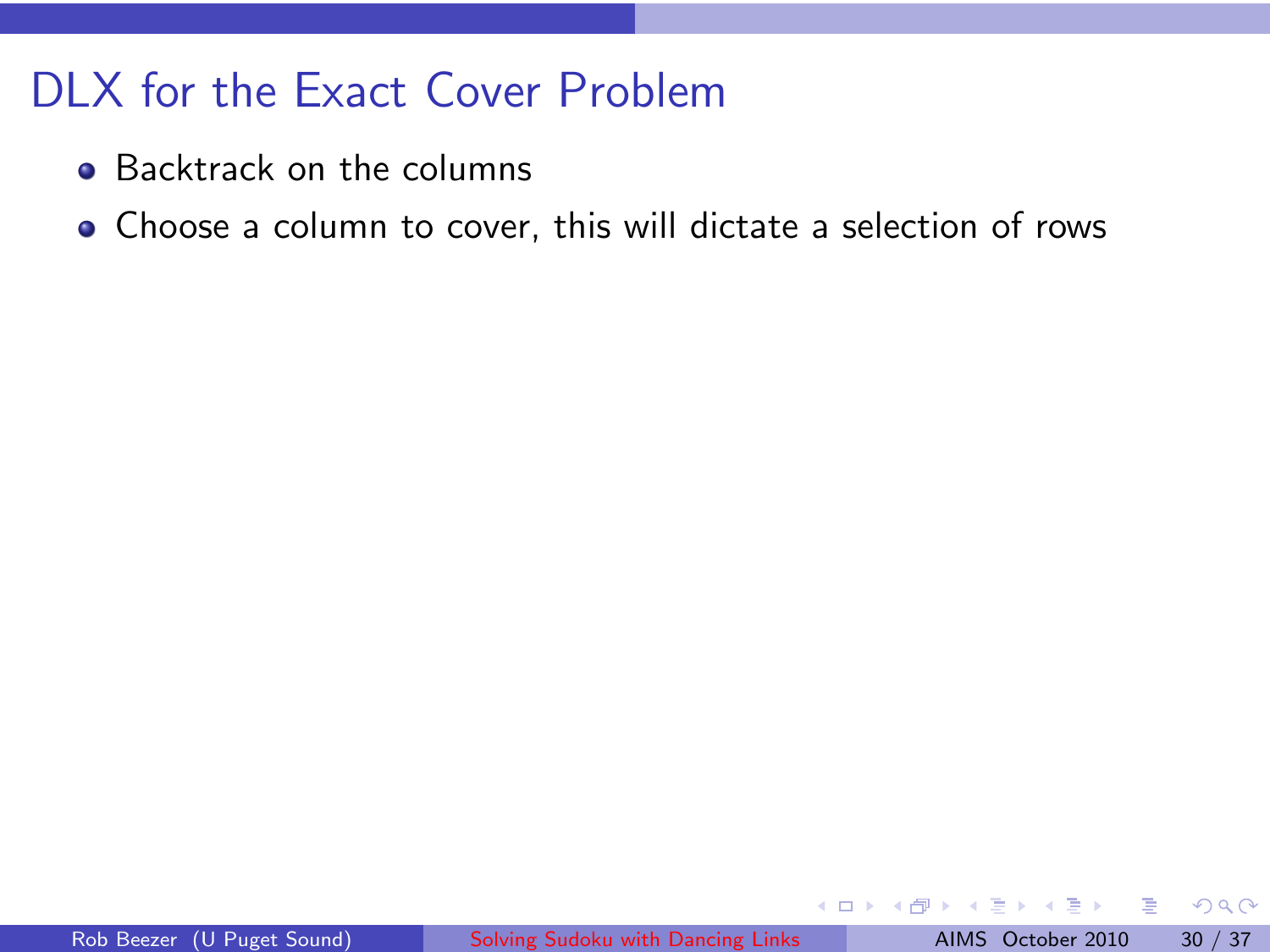# DLX for the Exact Cover Problem

- Backtrack on the columns
- Choose a column to cover, this will dictate a selection of rows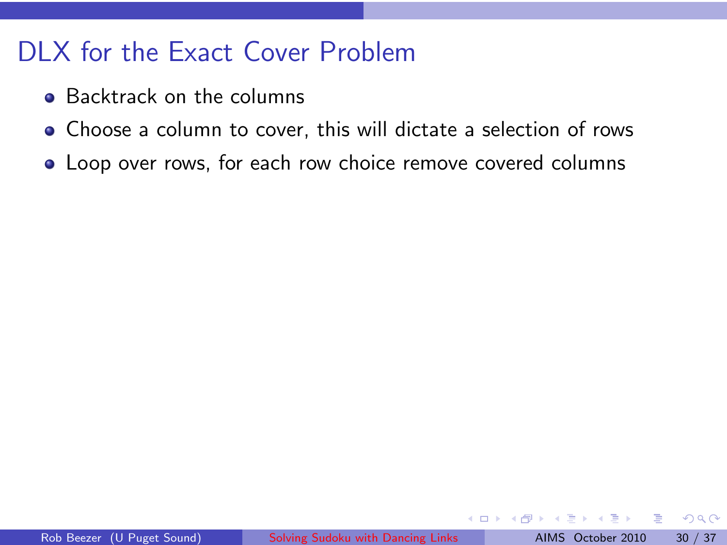# DLX for the Exact Cover Problem

- Backtrack on the columns
- Choose a column to cover, this will dictate a selection of rows
- Loop over rows, for each row choice remove covered columns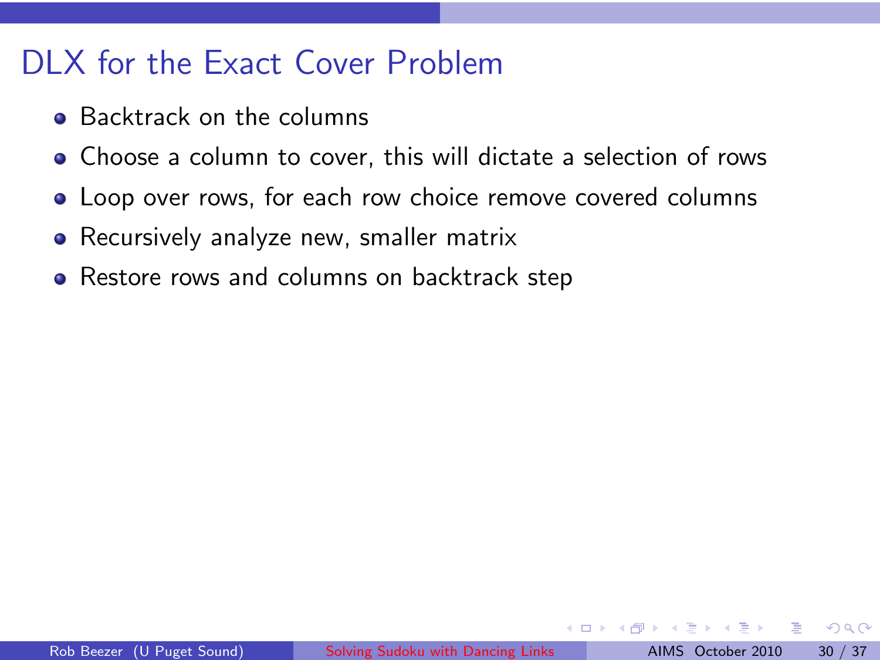# DLX for the Exact Cover Problem

- Backtrack on the columns
- Choose a column to cover, this will dictate a selection of rows
- Loop over rows, for each row choice remove covered columns
- Recursively analyze new, smaller matrix
- Restore rows and columns on backtrack step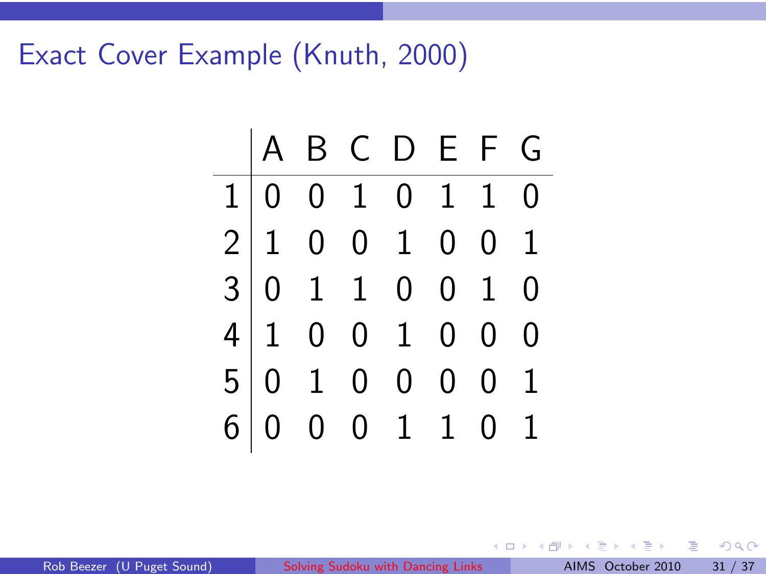# Exact Cover Example (Knuth, 2000)

| | A | B | C | D | E | F | G |
|---|---|---|---|---|---|---|---|
| 1 | 0 | 0 | 1 | 0 | 1 | 1 | 0 |
| 2 | 1 | 0 | 0 | 1 | 0 | 0 | 1 |
| 3 | 0 | 1 | 1 | 0 | 0 | 1 | 0 |
| 4 | 1 | 0 | 0 | 1 | 0 | 0 | 0 |
| 5 | 0 | 1 | 0 | 0 | 0 | 0 | 1 |
| 6 | 0 | 0 | 0 | 1 | 1 | 0 | 1 |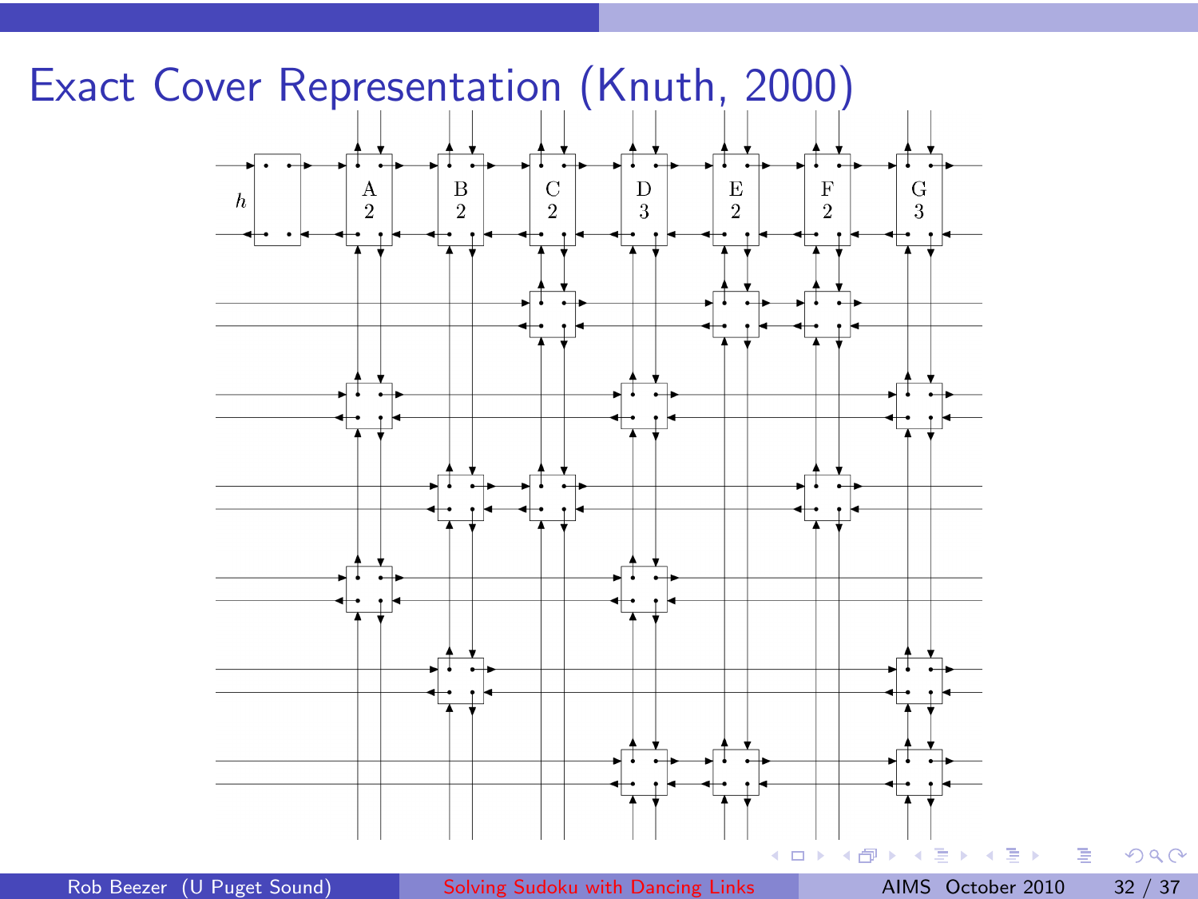# Exact Cover Representation (Knuth, 2000)

h

| A | B | C | D | E | F | G |
|---|---|---|---|---|---|---|
| 2 | 2 | 2 | 3 | 2 | 2 | 3 |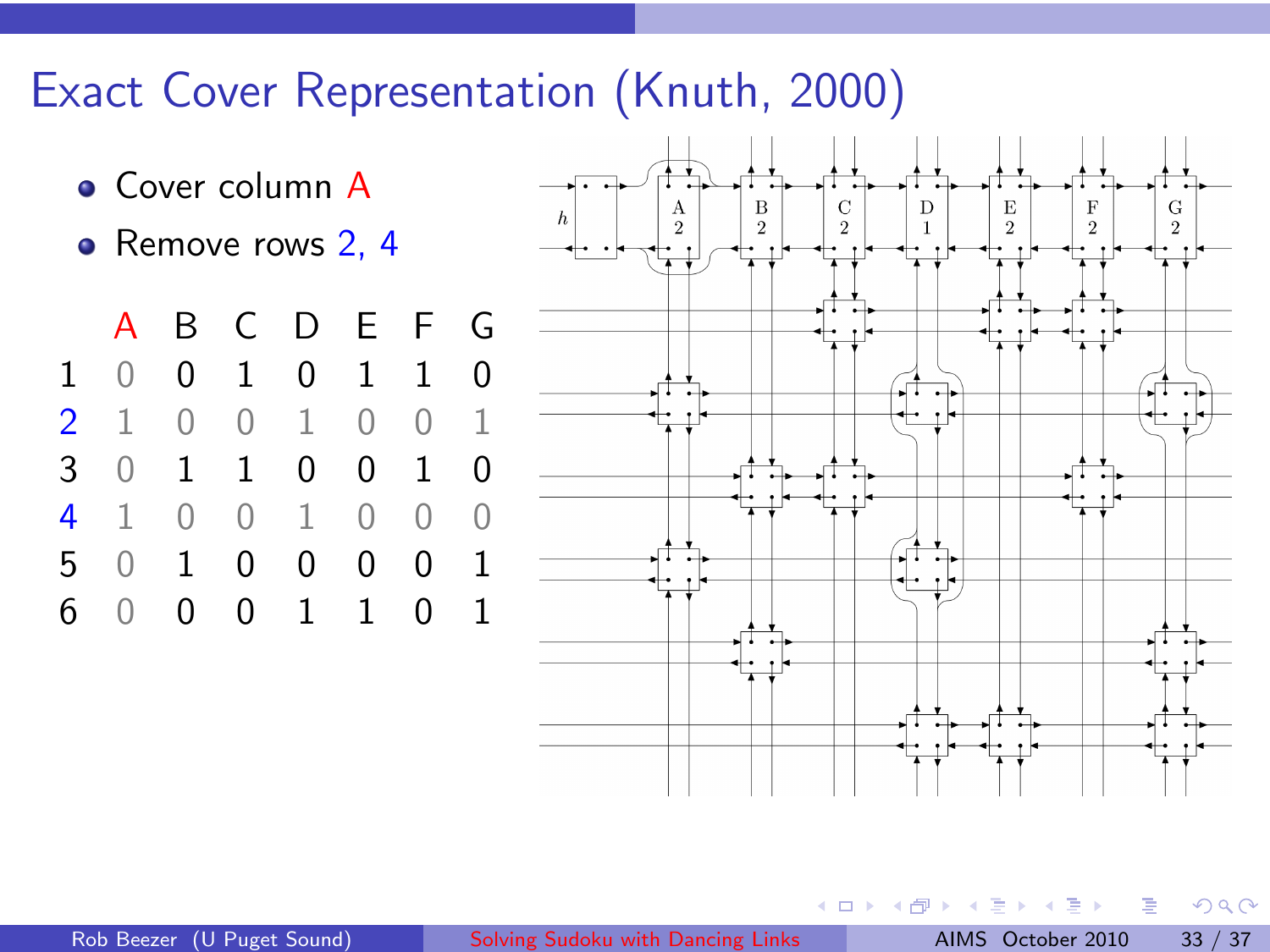# Exact Cover Representation (Knuth, 2000)

- Cover column A
- Remove rows 2, 4

|   | A | B | C | D | E | F | G |
|---|---|---|---|---|---|---|---|
| 1 | 0 | 0 | 1 | 0 | 1 | 1 | 0 |
| 2 | 1 | 0 | 0 | 1 | 0 | 0 | 1 |
| 3 | 0 | 1 | 1 | 0 | 0 | 1 | 0 |
| 4 | 1 | 0 | 0 | 1 | 0 | 0 | 0 |
| 5 | 0 | 1 | 0 | 0 | 0 | 0 | 1 |
| 6 | 0 | 0 | 0 | 1 | 1 | 0 | 1 |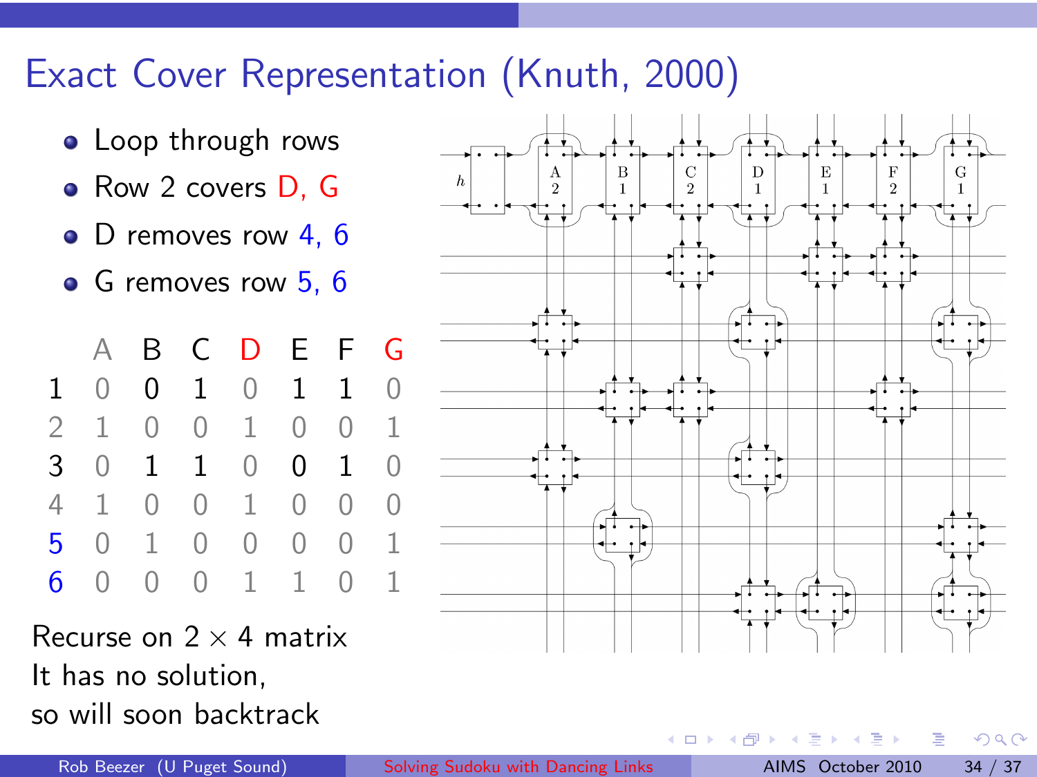# Exact Cover Representation (Knuth, 2000)

- Loop through rows
- Row 2 covers D, G
- D removes row 4, 6
- G removes row 5, 6

|   | A | B | C | D | E | F | G |
|---|---|---|---|---|---|---|---|
| 1 | 0 | 0 | 1 | 0 | 1 | 1 | 0 |
| 2 | 1 | 0 | 0 | 1 | 0 | 0 | 1 |
| 3 | 0 | 1 | 1 | 0 | 0 | 1 | 0 |
| 4 | 1 | 0 | 0 | 1 | 0 | 0 | 0 |
| 5 | 0 | 1 | 0 | 0 | 0 | 0 | 1 |
| 6 | 0 | 0 | 0 | 1 | 1 | 0 | 1 |

Recurse on $2 \times 4$ matrix
It has no solution,
so will soon backtrack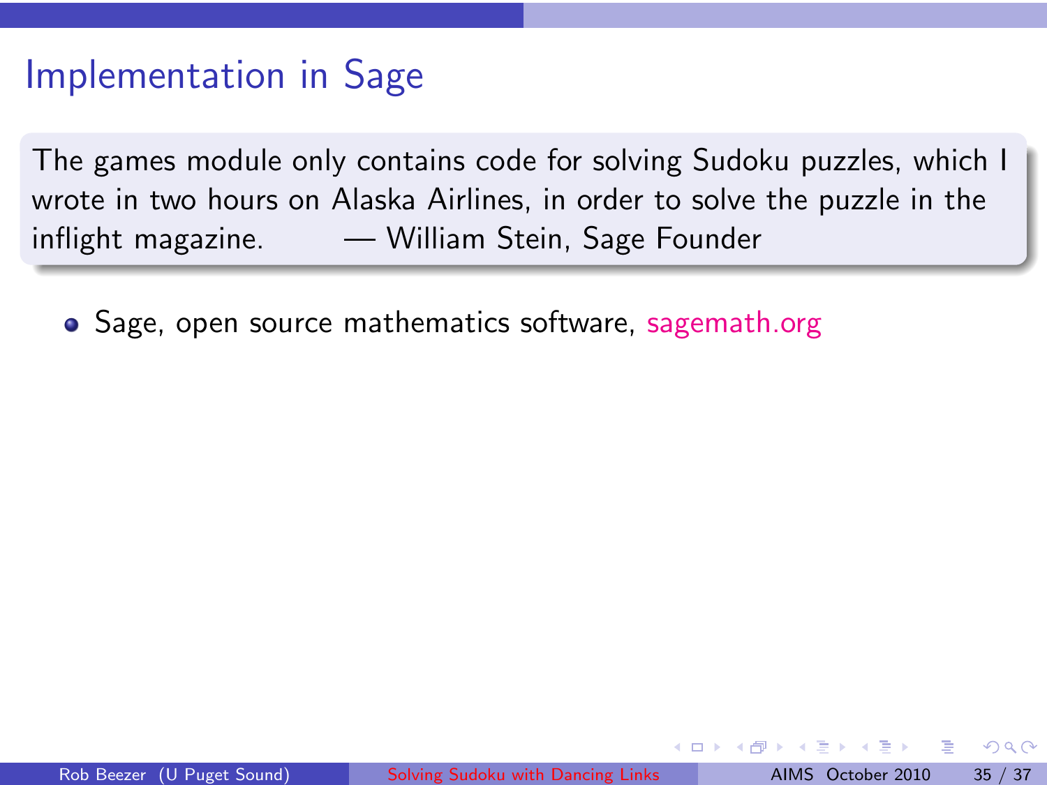# Implementation in Sage

> The games module only contains code for solving Sudoku puzzles, which I wrote in two hours on Alaska Airlines, in order to solve the puzzle in the inflight magazine. — William Stein, Sage Founder

- Sage, open source mathematics software, sagemath.org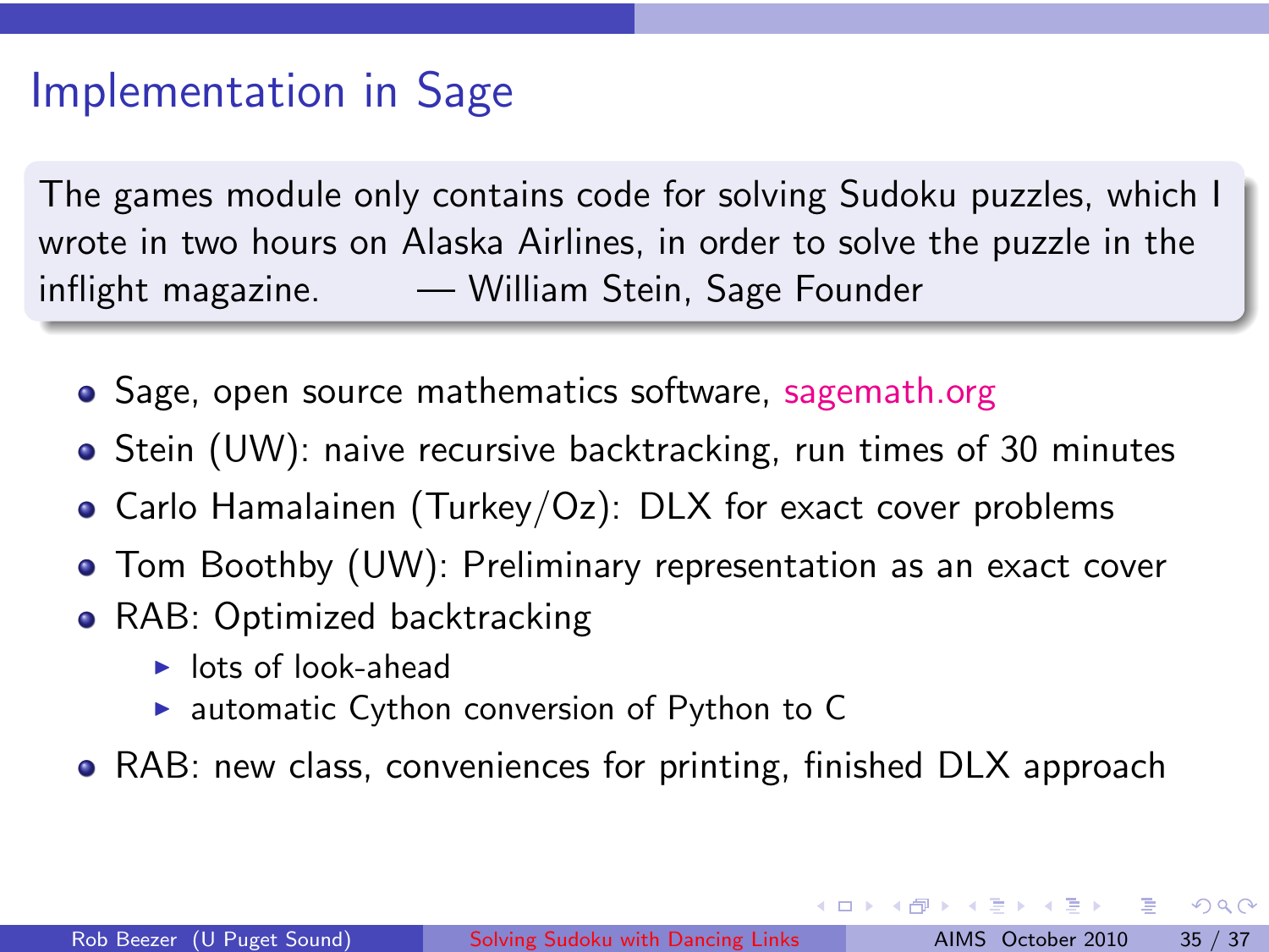# Implementation in Sage

> The games module only contains code for solving Sudoku puzzles, which I wrote in two hours on Alaska Airlines, in order to solve the puzzle in the inflight magazine. — William Stein, Sage Founder

- Sage, open source mathematics software, sagemath.org
- Stein (UW): naive recursive backtracking, run times of 30 minutes
- Carlo Hamalainen (Turkey/Oz): DLX for exact cover problems
- Tom Boothby (UW): Preliminary representation as an exact cover
- RAB: Optimized backtracking
  - lots of look-ahead
  - automatic Cython conversion of Python to C
- RAB: new class, conveniences for printing, finished DLX approach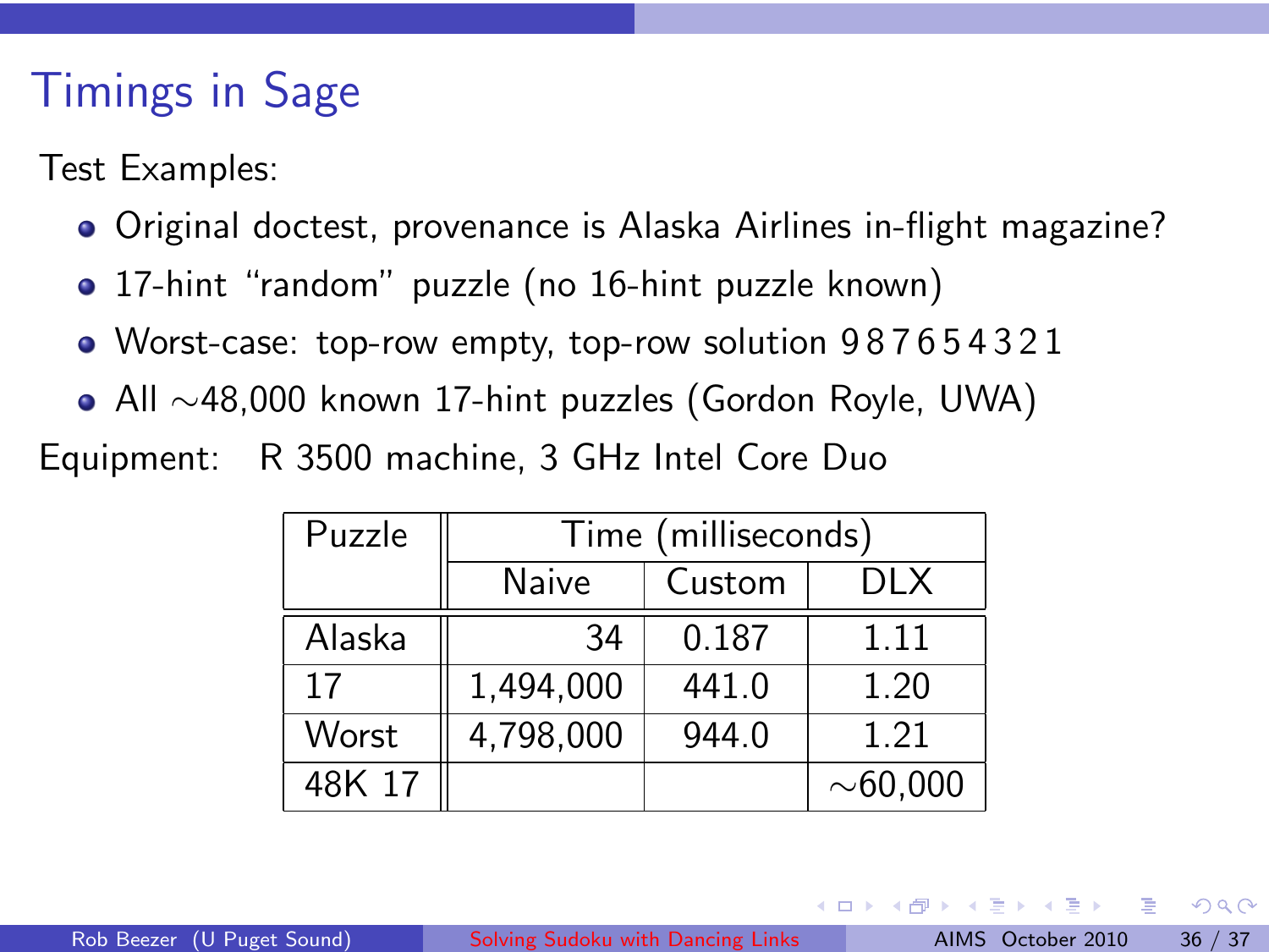# Timings in Sage

Test Examples:

- Original doctest, provenance is Alaska Airlines in-flight magazine?
- 17-hint "random" puzzle (no 16-hint puzzle known)
- Worst-case: top-row empty, top-row solution 9 8 7 6 5 4 3 2 1
- All ∼48,000 known 17-hint puzzles (Gordon Royle, UWA)

Equipment: R 3500 machine, 3 GHz Intel Core Duo

| Puzzle | Time (milliseconds) | | |
|---|---|---|---|
| | Naive | Custom | DLX |
| Alaska | 34 | 0.187 | 1.11 |
| 17 | 1,494,000 | 441.0 | 1.20 |
| Worst | 4,798,000 | 944.0 | 1.21 |
| 48K 17 | | | ∼60,000 |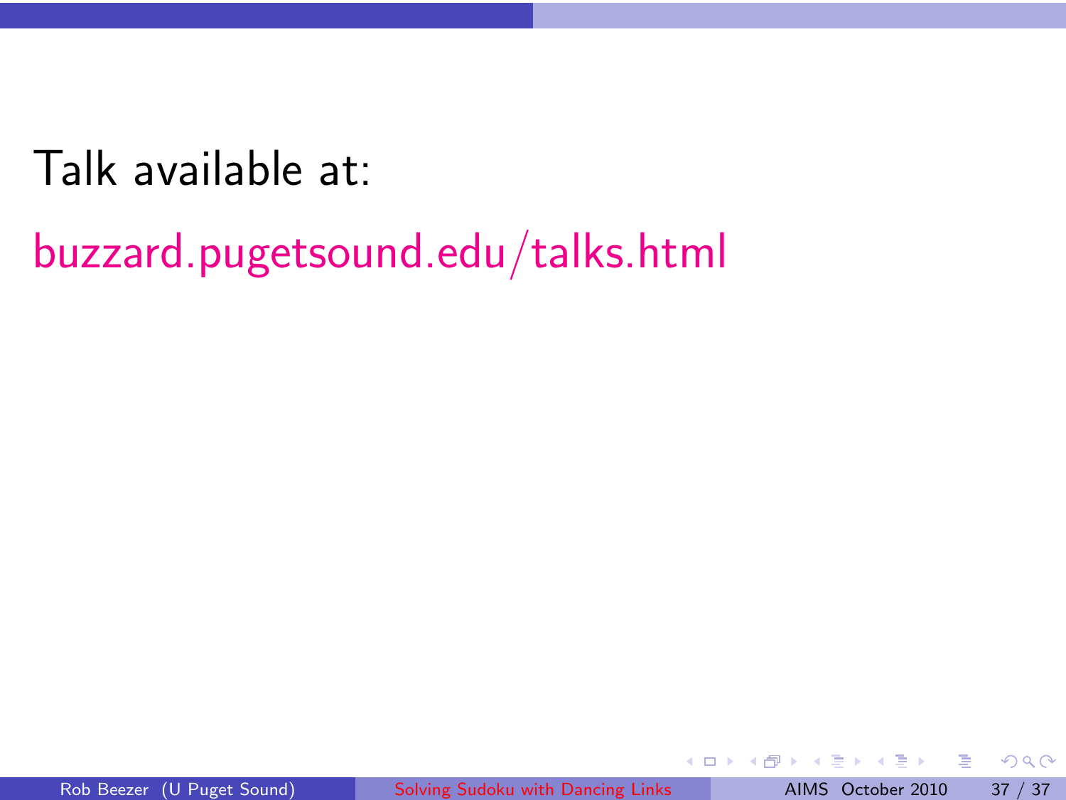Talk available at:

buzzard.pugetsound.edu/talks.html